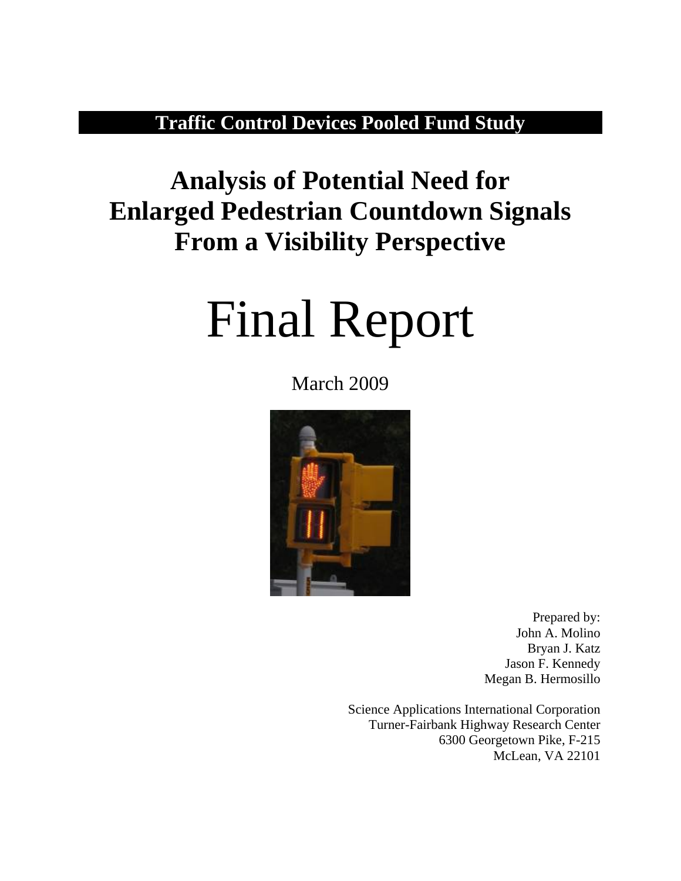**Traffic Control Devices Pooled Fund Study**

# Analysis of Potential Need for Enlarged Pedestrian Countdown Signals From a Visibility Perspective

# Final Report

March 2009

Prepared by:
John A. Molino
Bryan J. Katz
Jason F. Kennedy
Megan B. Hermosillo

Science Applications International Corporation
Turner-Fairbank Highway Research Center
6300 Georgetown Pike, F-215
McLean, VA 22101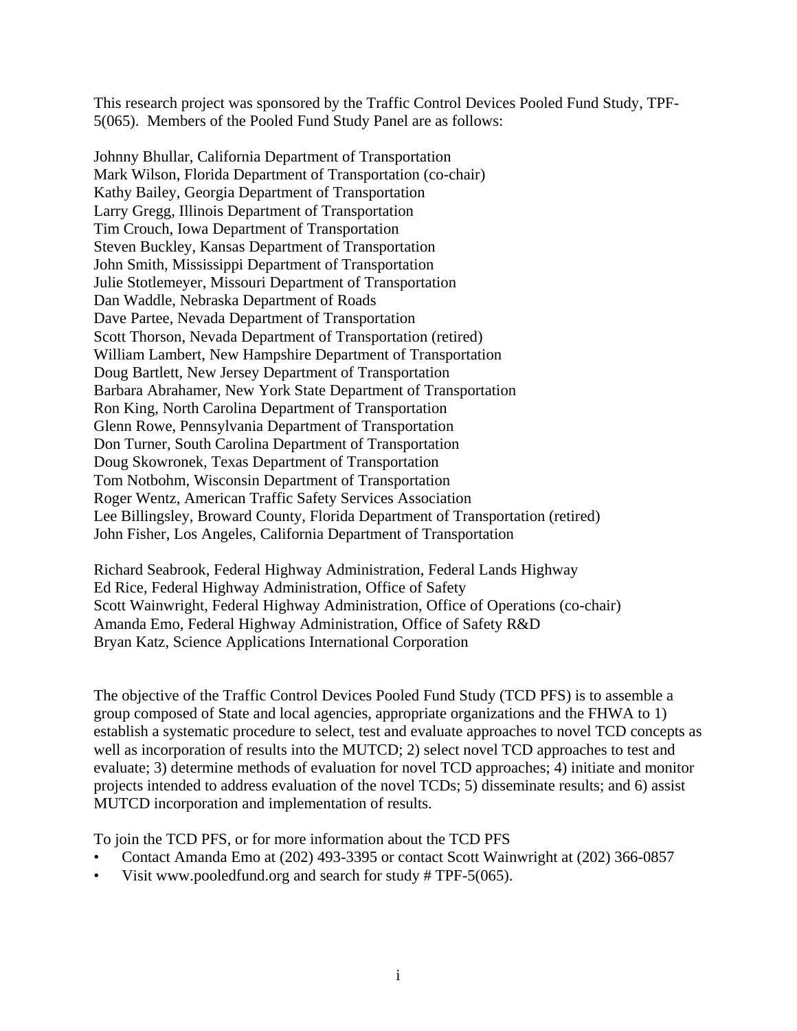This research project was sponsored by the Traffic Control Devices Pooled Fund Study, TPF-5(065). Members of the Pooled Fund Study Panel are as follows:

Johnny Bhullar, California Department of Transportation  
Mark Wilson, Florida Department of Transportation (co-chair)  
Kathy Bailey, Georgia Department of Transportation  
Larry Gregg, Illinois Department of Transportation  
Tim Crouch, Iowa Department of Transportation  
Steven Buckley, Kansas Department of Transportation  
John Smith, Mississippi Department of Transportation  
Julie Stotlemeyer, Missouri Department of Transportation  
Dan Waddle, Nebraska Department of Roads  
Dave Partee, Nevada Department of Transportation  
Scott Thorson, Nevada Department of Transportation (retired)  
William Lambert, New Hampshire Department of Transportation  
Doug Bartlett, New Jersey Department of Transportation  
Barbara Abrahamer, New York State Department of Transportation  
Ron King, North Carolina Department of Transportation  
Glenn Rowe, Pennsylvania Department of Transportation  
Don Turner, South Carolina Department of Transportation  
Doug Skowronek, Texas Department of Transportation  
Tom Notbohm, Wisconsin Department of Transportation  
Roger Wentz, American Traffic Safety Services Association  
Lee Billingsley, Broward County, Florida Department of Transportation (retired)  
John Fisher, Los Angeles, California Department of Transportation

Richard Seabrook, Federal Highway Administration, Federal Lands Highway  
Ed Rice, Federal Highway Administration, Office of Safety  
Scott Wainwright, Federal Highway Administration, Office of Operations (co-chair)  
Amanda Emo, Federal Highway Administration, Office of Safety R&D  
Bryan Katz, Science Applications International Corporation

The objective of the Traffic Control Devices Pooled Fund Study (TCD PFS) is to assemble a group composed of State and local agencies, appropriate organizations and the FHWA to 1) establish a systematic procedure to select, test and evaluate approaches to novel TCD concepts as well as incorporation of results into the MUTCD; 2) select novel TCD approaches to test and evaluate; 3) determine methods of evaluation for novel TCD approaches; 4) initiate and monitor projects intended to address evaluation of the novel TCDs; 5) disseminate results; and 6) assist MUTCD incorporation and implementation of results.

To join the TCD PFS, or for more information about the TCD PFS

- Contact Amanda Emo at (202) 493-3395 or contact Scott Wainwright at (202) 366-0857
- Visit www.pooledfund.org and search for study # TPF-5(065).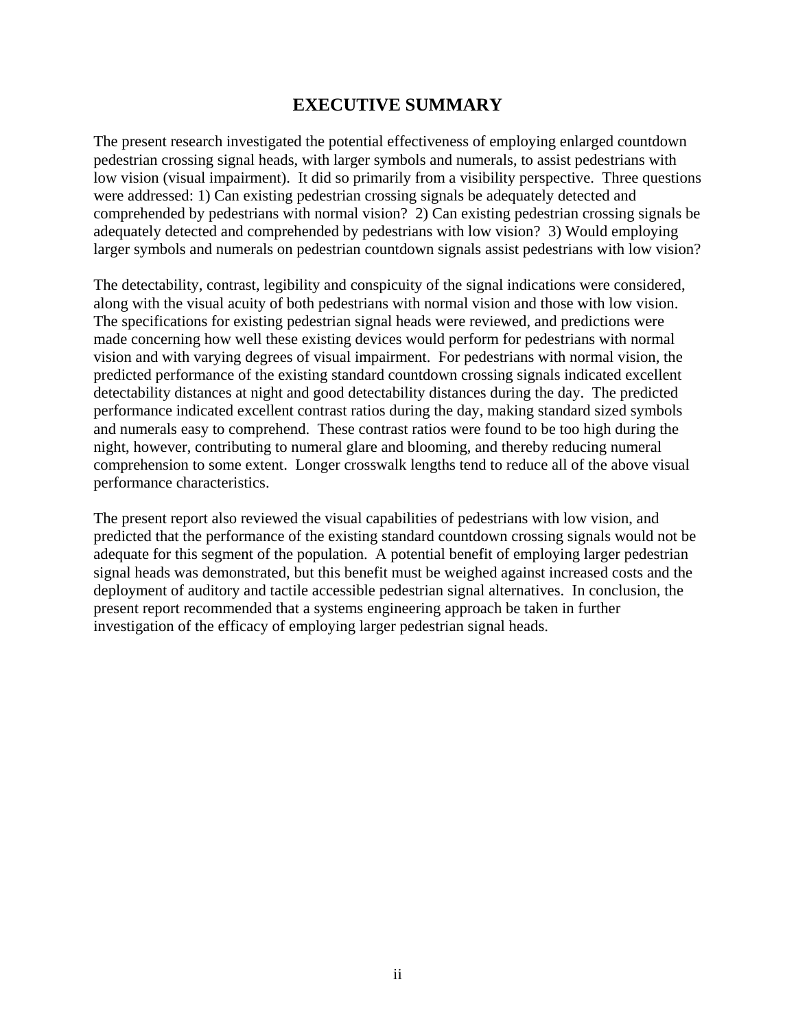# EXECUTIVE SUMMARY

The present research investigated the potential effectiveness of employing enlarged countdown pedestrian crossing signal heads, with larger symbols and numerals, to assist pedestrians with low vision (visual impairment). It did so primarily from a visibility perspective. Three questions were addressed: 1) Can existing pedestrian crossing signals be adequately detected and comprehended by pedestrians with normal vision? 2) Can existing pedestrian crossing signals be adequately detected and comprehended by pedestrians with low vision? 3) Would employing larger symbols and numerals on pedestrian countdown signals assist pedestrians with low vision?

The detectability, contrast, legibility and conspicuity of the signal indications were considered, along with the visual acuity of both pedestrians with normal vision and those with low vision. The specifications for existing pedestrian signal heads were reviewed, and predictions were made concerning how well these existing devices would perform for pedestrians with normal vision and with varying degrees of visual impairment. For pedestrians with normal vision, the predicted performance of the existing standard countdown crossing signals indicated excellent detectability distances at night and good detectability distances during the day. The predicted performance indicated excellent contrast ratios during the day, making standard sized symbols and numerals easy to comprehend. These contrast ratios were found to be too high during the night, however, contributing to numeral glare and blooming, and thereby reducing numeral comprehension to some extent. Longer crosswalk lengths tend to reduce all of the above visual performance characteristics.

The present report also reviewed the visual capabilities of pedestrians with low vision, and predicted that the performance of the existing standard countdown crossing signals would not be adequate for this segment of the population. A potential benefit of employing larger pedestrian signal heads was demonstrated, but this benefit must be weighed against increased costs and the deployment of auditory and tactile accessible pedestrian signal alternatives. In conclusion, the present report recommended that a systems engineering approach be taken in further investigation of the efficacy of employing larger pedestrian signal heads.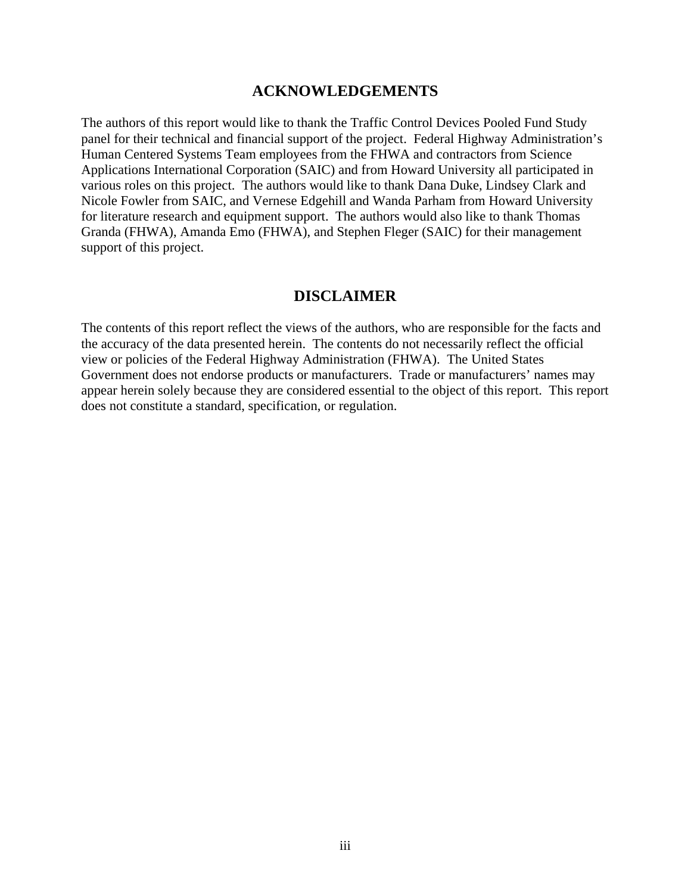## ACKNOWLEDGEMENTS

The authors of this report would like to thank the Traffic Control Devices Pooled Fund Study panel for their technical and financial support of the project. Federal Highway Administration's Human Centered Systems Team employees from the FHWA and contractors from Science Applications International Corporation (SAIC) and from Howard University all participated in various roles on this project. The authors would like to thank Dana Duke, Lindsey Clark and Nicole Fowler from SAIC, and Vernese Edgehill and Wanda Parham from Howard University for literature research and equipment support. The authors would also like to thank Thomas Granda (FHWA), Amanda Emo (FHWA), and Stephen Fleger (SAIC) for their management support of this project.

## DISCLAIMER

The contents of this report reflect the views of the authors, who are responsible for the facts and the accuracy of the data presented herein. The contents do not necessarily reflect the official view or policies of the Federal Highway Administration (FHWA). The United States Government does not endorse products or manufacturers. Trade or manufacturers' names may appear herein solely because they are considered essential to the object of this report. This report does not constitute a standard, specification, or regulation.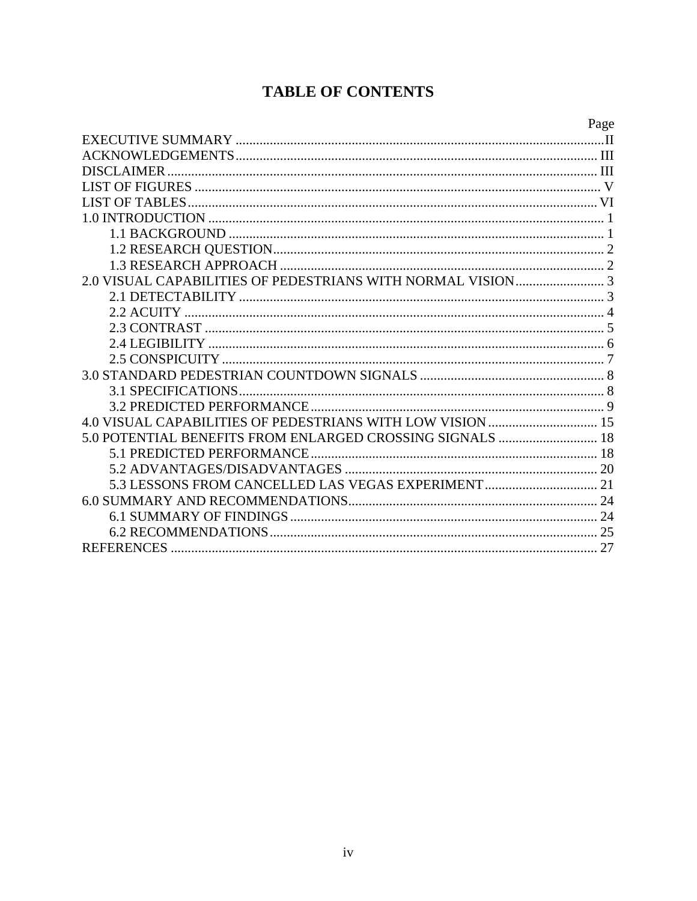# TABLE OF CONTENTS

| | Page |
|---|---|
| EXECUTIVE SUMMARY | II |
| ACKNOWLEDGEMENTS | III |
| DISCLAIMER | III |
| LIST OF FIGURES | V |
| LIST OF TABLES | VI |
| 1.0 INTRODUCTION | 1 |
| 1.1 BACKGROUND | 1 |
| 1.2 RESEARCH QUESTION | 2 |
| 1.3 RESEARCH APPROACH | 2 |
| 2.0 VISUAL CAPABILITIES OF PEDESTRIANS WITH NORMAL VISION | 3 |
| 2.1 DETECTABILITY | 3 |
| 2.2 ACUITY | 4 |
| 2.3 CONTRAST | 5 |
| 2.4 LEGIBILITY | 6 |
| 2.5 CONSPICUITY | 7 |
| 3.0 STANDARD PEDESTRIAN COUNTDOWN SIGNALS | 8 |
| 3.1 SPECIFICATIONS | 8 |
| 3.2 PREDICTED PERFORMANCE | 9 |
| 4.0 VISUAL CAPABILITIES OF PEDESTRIANS WITH LOW VISION | 15 |
| 5.0 POTENTIAL BENEFITS FROM ENLARGED CROSSING SIGNALS | 18 |
| 5.1 PREDICTED PERFORMANCE | 18 |
| 5.2 ADVANTAGES/DISADVANTAGES | 20 |
| 5.3 LESSONS FROM CANCELLED LAS VEGAS EXPERIMENT | 21 |
| 6.0 SUMMARY AND RECOMMENDATIONS | 24 |
| 6.1 SUMMARY OF FINDINGS | 24 |
| 6.2 RECOMMENDATIONS | 25 |
| REFERENCES | 27 |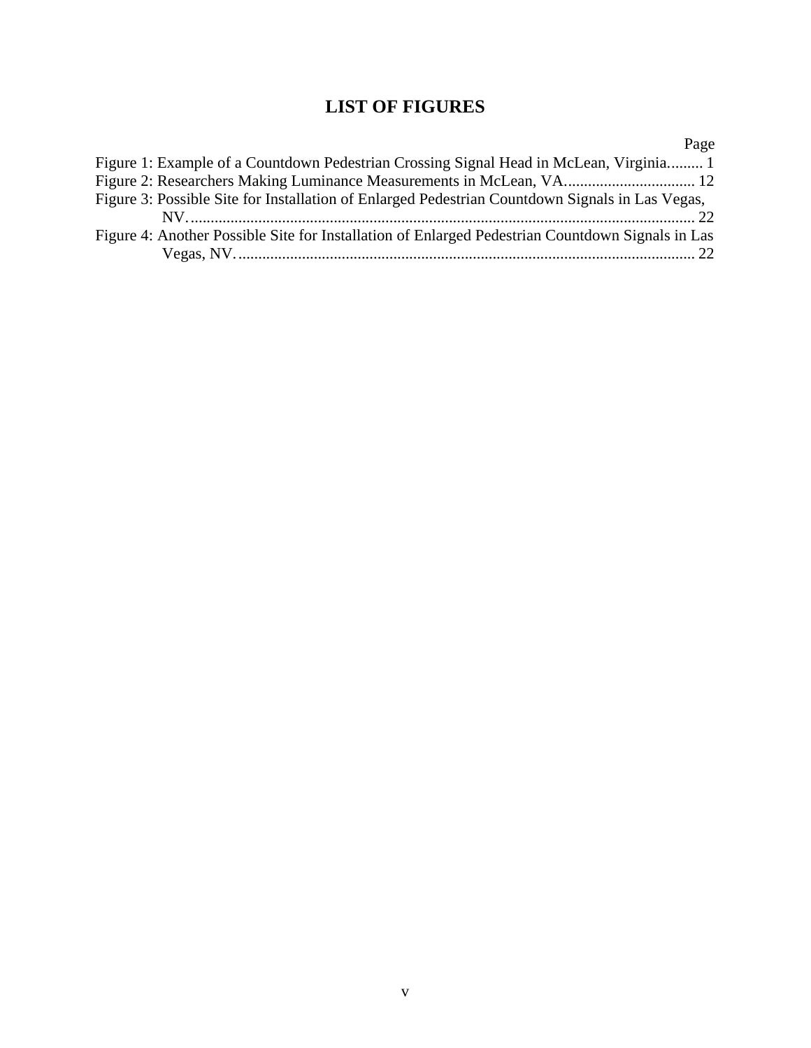# LIST OF FIGURES

| | Page |
|---|---|
| Figure 1: Example of a Countdown Pedestrian Crossing Signal Head in McLean, Virginia | 1 |
| Figure 2: Researchers Making Luminance Measurements in McLean, VA | 12 |
| Figure 3: Possible Site for Installation of Enlarged Pedestrian Countdown Signals in Las Vegas, NV. | 22 |
| Figure 4: Another Possible Site for Installation of Enlarged Pedestrian Countdown Signals in Las Vegas, NV. | 22 |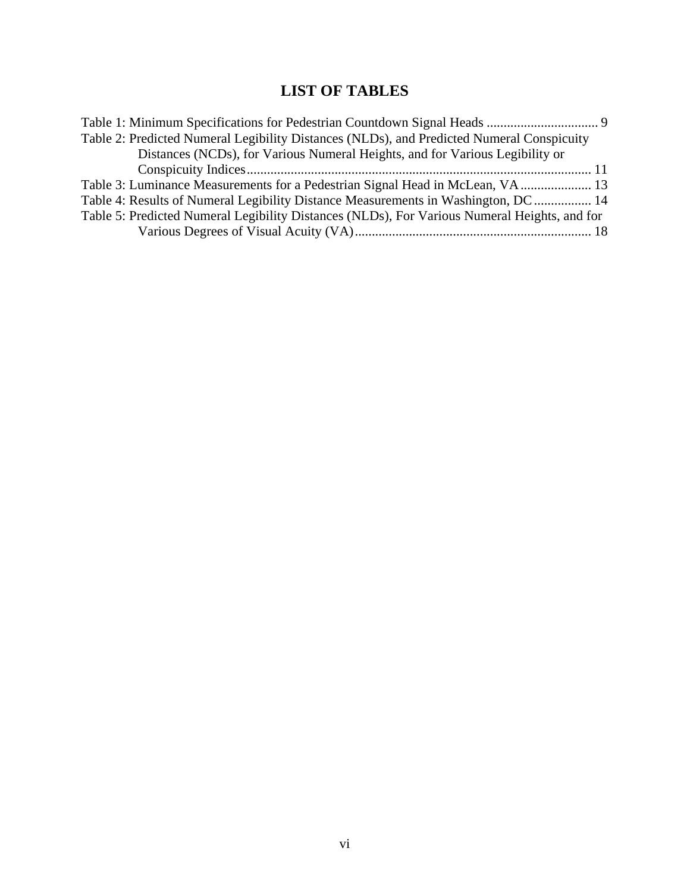# LIST OF TABLES

Table 1: Minimum Specifications for Pedestrian Countdown Signal Heads ................................ 9

Table 2: Predicted Numeral Legibility Distances (NLDs), and Predicted Numeral Conspicuity Distances (NCDs), for Various Numeral Heights, and for Various Legibility or Conspicuity Indices.................................................................................................... 11

Table 3: Luminance Measurements for a Pedestrian Signal Head in McLean, VA..................... 13

Table 4: Results of Numeral Legibility Distance Measurements in Washington, DC................. 14

Table 5: Predicted Numeral Legibility Distances (NLDs), For Various Numeral Heights, and for Various Degrees of Visual Acuity (VA).................................................................... 18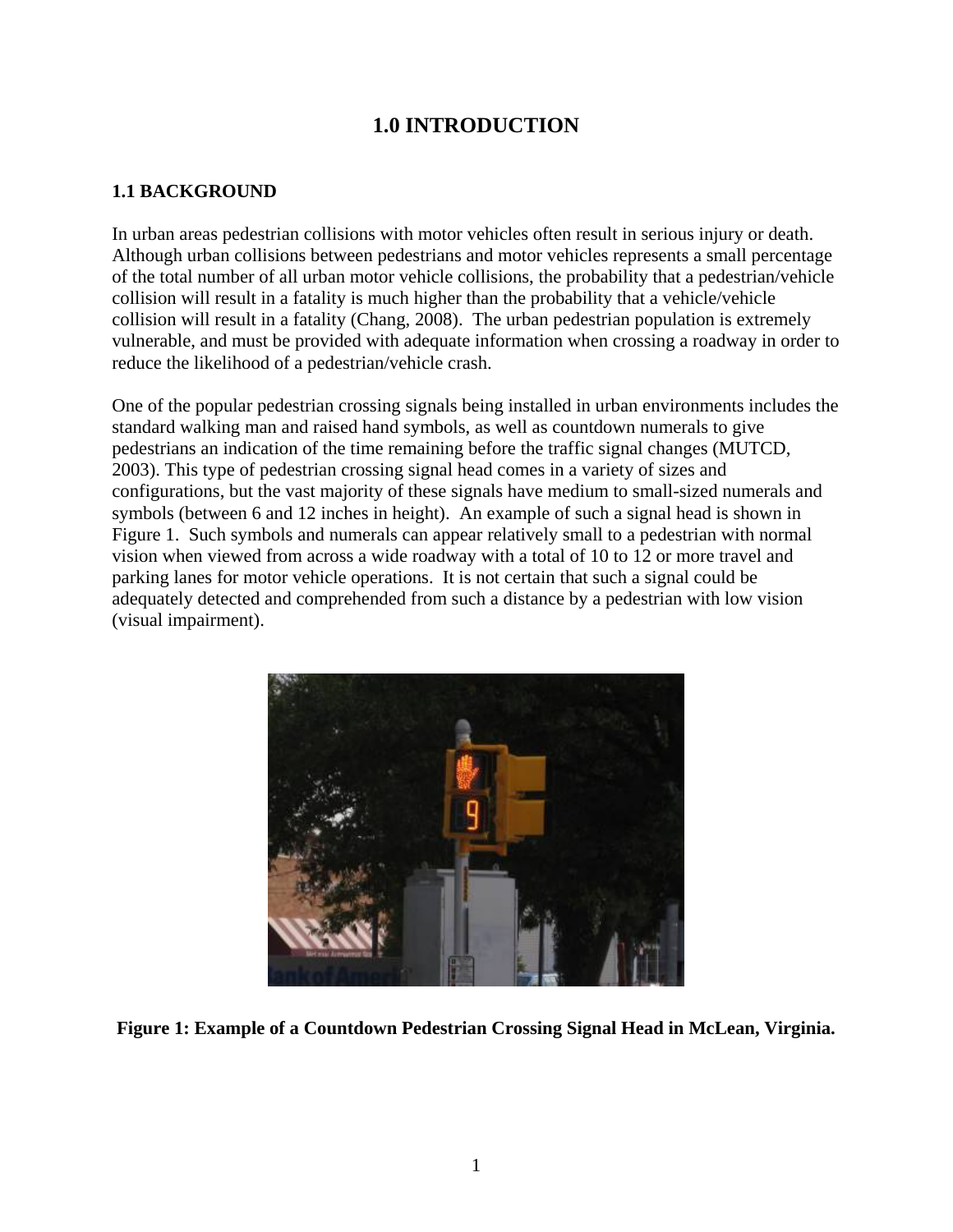# 1.0 INTRODUCTION

## 1.1 BACKGROUND

In urban areas pedestrian collisions with motor vehicles often result in serious injury or death. Although urban collisions between pedestrians and motor vehicles represents a small percentage of the total number of all urban motor vehicle collisions, the probability that a pedestrian/vehicle collision will result in a fatality is much higher than the probability that a vehicle/vehicle collision will result in a fatality (Chang, 2008). The urban pedestrian population is extremely vulnerable, and must be provided with adequate information when crossing a roadway in order to reduce the likelihood of a pedestrian/vehicle crash.

One of the popular pedestrian crossing signals being installed in urban environments includes the standard walking man and raised hand symbols, as well as countdown numerals to give pedestrians an indication of the time remaining before the traffic signal changes (MUTCD, 2003). This type of pedestrian crossing signal head comes in a variety of sizes and configurations, but the vast majority of these signals have medium to small-sized numerals and symbols (between 6 and 12 inches in height). An example of such a signal head is shown in Figure 1. Such symbols and numerals can appear relatively small to a pedestrian with normal vision when viewed from across a wide roadway with a total of 10 to 12 or more travel and parking lanes for motor vehicle operations. It is not certain that such a signal could be adequately detected and comprehended from such a distance by a pedestrian with low vision (visual impairment).

**Figure 1: Example of a Countdown Pedestrian Crossing Signal Head in McLean, Virginia.**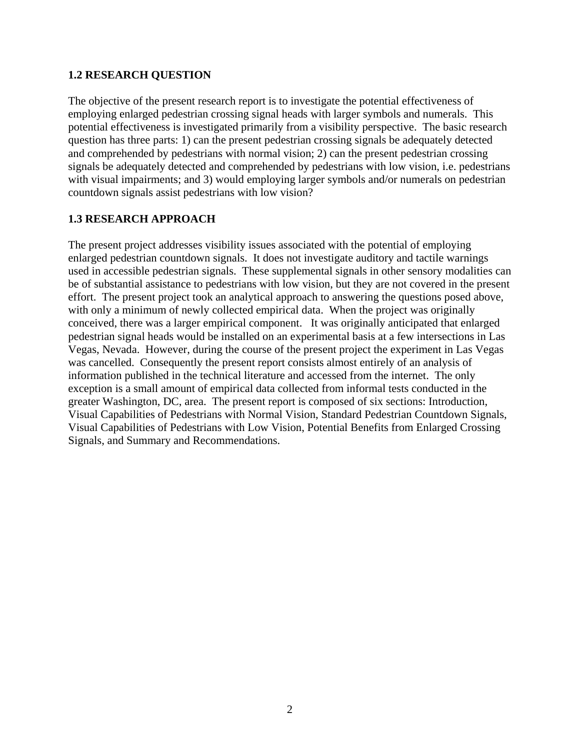## 1.2 RESEARCH QUESTION

The objective of the present research report is to investigate the potential effectiveness of employing enlarged pedestrian crossing signal heads with larger symbols and numerals. This potential effectiveness is investigated primarily from a visibility perspective. The basic research question has three parts: 1) can the present pedestrian crossing signals be adequately detected and comprehended by pedestrians with normal vision; 2) can the present pedestrian crossing signals be adequately detected and comprehended by pedestrians with low vision, i.e. pedestrians with visual impairments; and 3) would employing larger symbols and/or numerals on pedestrian countdown signals assist pedestrians with low vision?

## 1.3 RESEARCH APPROACH

The present project addresses visibility issues associated with the potential of employing enlarged pedestrian countdown signals. It does not investigate auditory and tactile warnings used in accessible pedestrian signals. These supplemental signals in other sensory modalities can be of substantial assistance to pedestrians with low vision, but they are not covered in the present effort. The present project took an analytical approach to answering the questions posed above, with only a minimum of newly collected empirical data. When the project was originally conceived, there was a larger empirical component. It was originally anticipated that enlarged pedestrian signal heads would be installed on an experimental basis at a few intersections in Las Vegas, Nevada. However, during the course of the present project the experiment in Las Vegas was cancelled. Consequently the present report consists almost entirely of an analysis of information published in the technical literature and accessed from the internet. The only exception is a small amount of empirical data collected from informal tests conducted in the greater Washington, DC, area. The present report is composed of six sections: Introduction, Visual Capabilities of Pedestrians with Normal Vision, Standard Pedestrian Countdown Signals, Visual Capabilities of Pedestrians with Low Vision, Potential Benefits from Enlarged Crossing Signals, and Summary and Recommendations.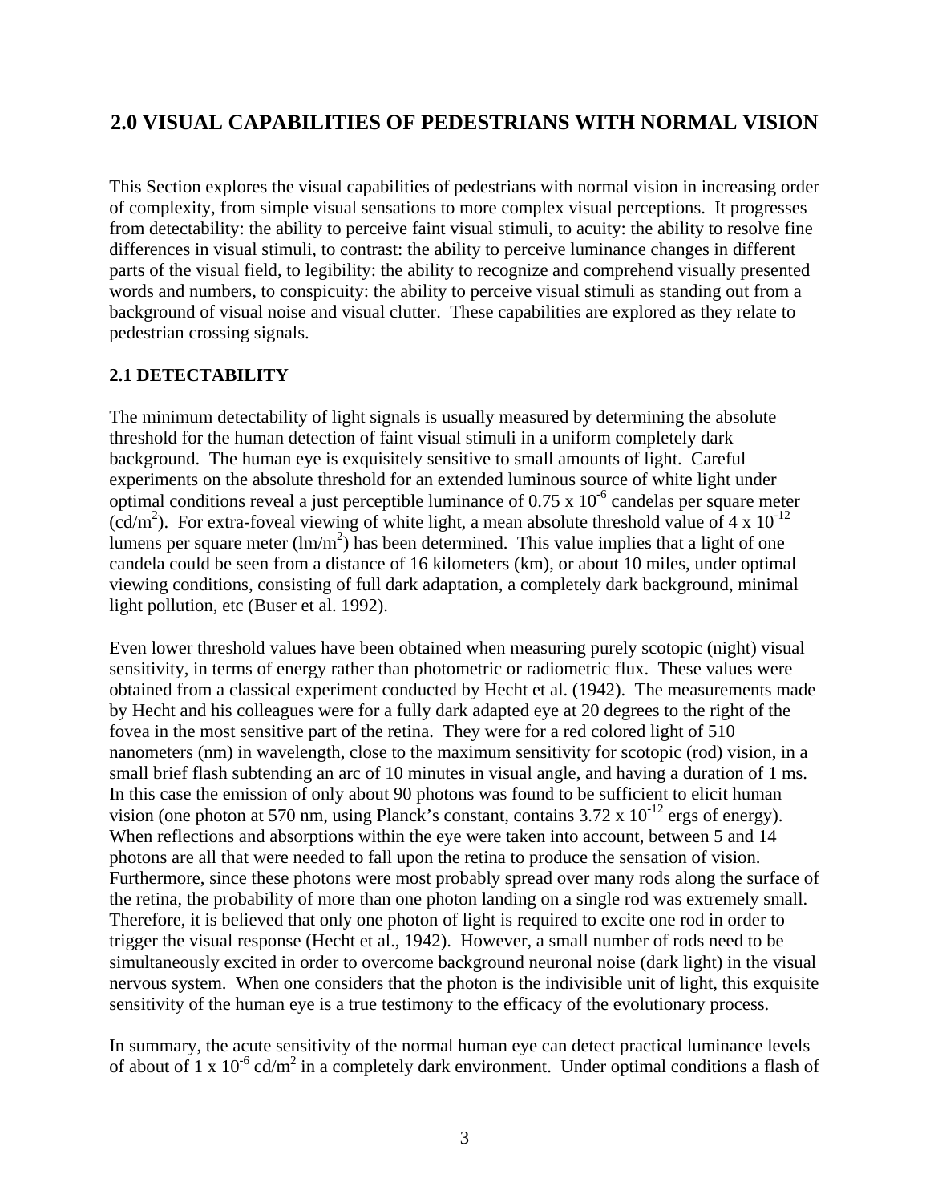## 2.0 VISUAL CAPABILITIES OF PEDESTRIANS WITH NORMAL VISION

This Section explores the visual capabilities of pedestrians with normal vision in increasing order of complexity, from simple visual sensations to more complex visual perceptions. It progresses from detectability: the ability to perceive faint visual stimuli, to acuity: the ability to resolve fine differences in visual stimuli, to contrast: the ability to perceive luminance changes in different parts of the visual field, to legibility: the ability to recognize and comprehend visually presented words and numbers, to conspicuity: the ability to perceive visual stimuli as standing out from a background of visual noise and visual clutter. These capabilities are explored as they relate to pedestrian crossing signals.

### 2.1 DETECTABILITY

The minimum detectability of light signals is usually measured by determining the absolute threshold for the human detection of faint visual stimuli in a uniform completely dark background. The human eye is exquisitely sensitive to small amounts of light. Careful experiments on the absolute threshold for an extended luminous source of white light under optimal conditions reveal a just perceptible luminance of $0.75 \times 10^{-6}$ candelas per square meter ($cd/m^2$). For extra-foveal viewing of white light, a mean absolute threshold value of $4 \times 10^{-12}$ lumens per square meter ($lm/m^2$) has been determined. This value implies that a light of one candela could be seen from a distance of 16 kilometers (km), or about 10 miles, under optimal viewing conditions, consisting of full dark adaptation, a completely dark background, minimal light pollution, etc (Buser et al. 1992).

Even lower threshold values have been obtained when measuring purely scotopic (night) visual sensitivity, in terms of energy rather than photometric or radiometric flux. These values were obtained from a classical experiment conducted by Hecht et al. (1942). The measurements made by Hecht and his colleagues were for a fully dark adapted eye at 20 degrees to the right of the fovea in the most sensitive part of the retina. They were for a red colored light of 510 nanometers (nm) in wavelength, close to the maximum sensitivity for scotopic (rod) vision, in a small brief flash subtending an arc of 10 minutes in visual angle, and having a duration of 1 ms. In this case the emission of only about 90 photons was found to be sufficient to elicit human vision (one photon at 570 nm, using Planck's constant, contains $3.72 \times 10^{-12}$ ergs of energy). When reflections and absorptions within the eye were taken into account, between 5 and 14 photons are all that were needed to fall upon the retina to produce the sensation of vision. Furthermore, since these photons were most probably spread over many rods along the surface of the retina, the probability of more than one photon landing on a single rod was extremely small. Therefore, it is believed that only one photon of light is required to excite one rod in order to trigger the visual response (Hecht et al., 1942). However, a small number of rods need to be simultaneously excited in order to overcome background neuronal noise (dark light) in the visual nervous system. When one considers that the photon is the indivisible unit of light, this exquisite sensitivity of the human eye is a true testimony to the efficacy of the evolutionary process.

In summary, the acute sensitivity of the normal human eye can detect practical luminance levels of about of $1 \times 10^{-6}$ $cd/m^2$ in a completely dark environment. Under optimal conditions a flash of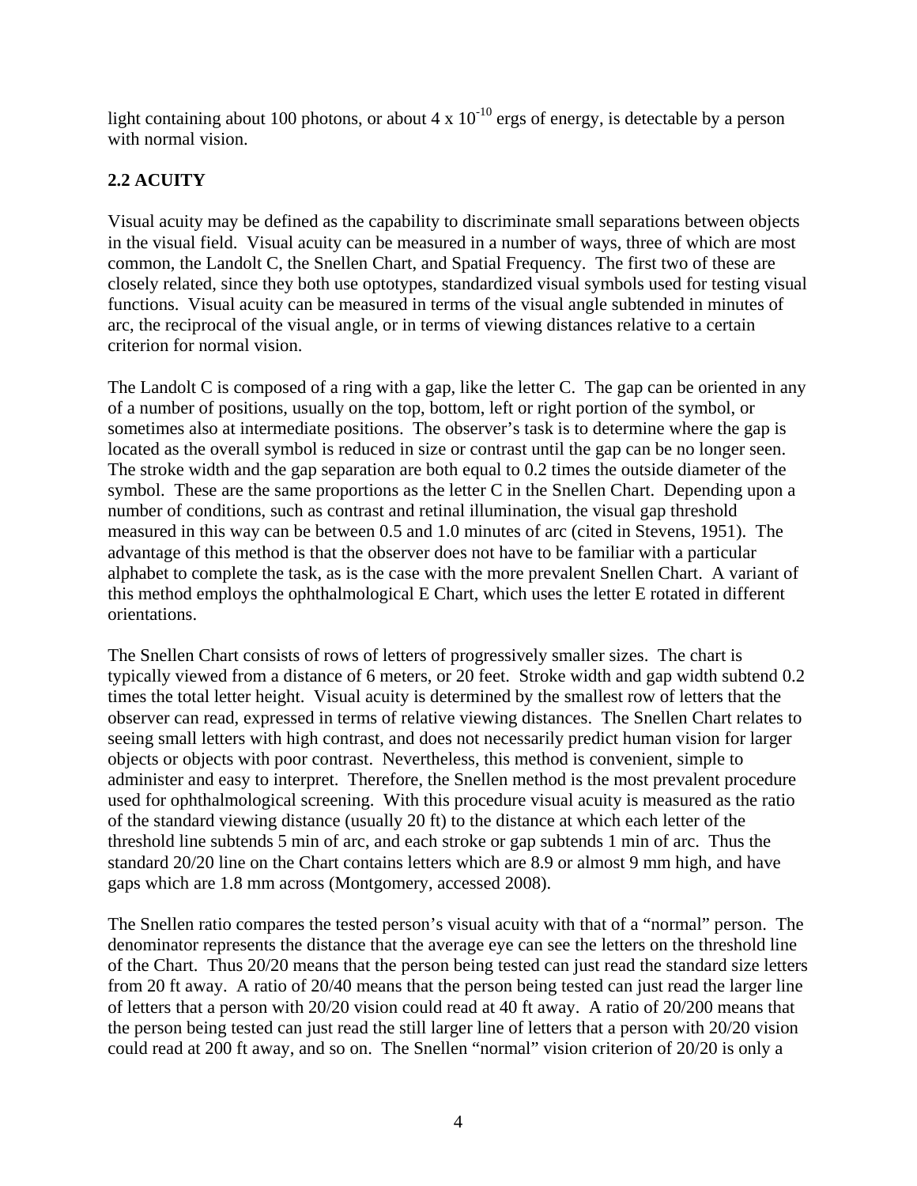light containing about 100 photons, or about $4 \times 10^{-10}$ ergs of energy, is detectable by a person with normal vision.

## 2.2 ACUITY

Visual acuity may be defined as the capability to discriminate small separations between objects in the visual field. Visual acuity can be measured in a number of ways, three of which are most common, the Landolt C, the Snellen Chart, and Spatial Frequency. The first two of these are closely related, since they both use optotypes, standardized visual symbols used for testing visual functions. Visual acuity can be measured in terms of the visual angle subtended in minutes of arc, the reciprocal of the visual angle, or in terms of viewing distances relative to a certain criterion for normal vision.

The Landolt C is composed of a ring with a gap, like the letter C. The gap can be oriented in any of a number of positions, usually on the top, bottom, left or right portion of the symbol, or sometimes also at intermediate positions. The observer's task is to determine where the gap is located as the overall symbol is reduced in size or contrast until the gap can be no longer seen. The stroke width and the gap separation are both equal to 0.2 times the outside diameter of the symbol. These are the same proportions as the letter C in the Snellen Chart. Depending upon a number of conditions, such as contrast and retinal illumination, the visual gap threshold measured in this way can be between 0.5 and 1.0 minutes of arc (cited in Stevens, 1951). The advantage of this method is that the observer does not have to be familiar with a particular alphabet to complete the task, as is the case with the more prevalent Snellen Chart. A variant of this method employs the ophthalmological E Chart, which uses the letter E rotated in different orientations.

The Snellen Chart consists of rows of letters of progressively smaller sizes. The chart is typically viewed from a distance of 6 meters, or 20 feet. Stroke width and gap width subtend 0.2 times the total letter height. Visual acuity is determined by the smallest row of letters that the observer can read, expressed in terms of relative viewing distances. The Snellen Chart relates to seeing small letters with high contrast, and does not necessarily predict human vision for larger objects or objects with poor contrast. Nevertheless, this method is convenient, simple to administer and easy to interpret. Therefore, the Snellen method is the most prevalent procedure used for ophthalmological screening. With this procedure visual acuity is measured as the ratio of the standard viewing distance (usually 20 ft) to the distance at which each letter of the threshold line subtends 5 min of arc, and each stroke or gap subtends 1 min of arc. Thus the standard 20/20 line on the Chart contains letters which are 8.9 or almost 9 mm high, and have gaps which are 1.8 mm across (Montgomery, accessed 2008).

The Snellen ratio compares the tested person's visual acuity with that of a "normal" person. The denominator represents the distance that the average eye can see the letters on the threshold line of the Chart. Thus 20/20 means that the person being tested can just read the standard size letters from 20 ft away. A ratio of 20/40 means that the person being tested can just read the larger line of letters that a person with 20/20 vision could read at 40 ft away. A ratio of 20/200 means that the person being tested can just read the still larger line of letters that a person with 20/20 vision could read at 200 ft away, and so on. The Snellen "normal" vision criterion of 20/20 is only a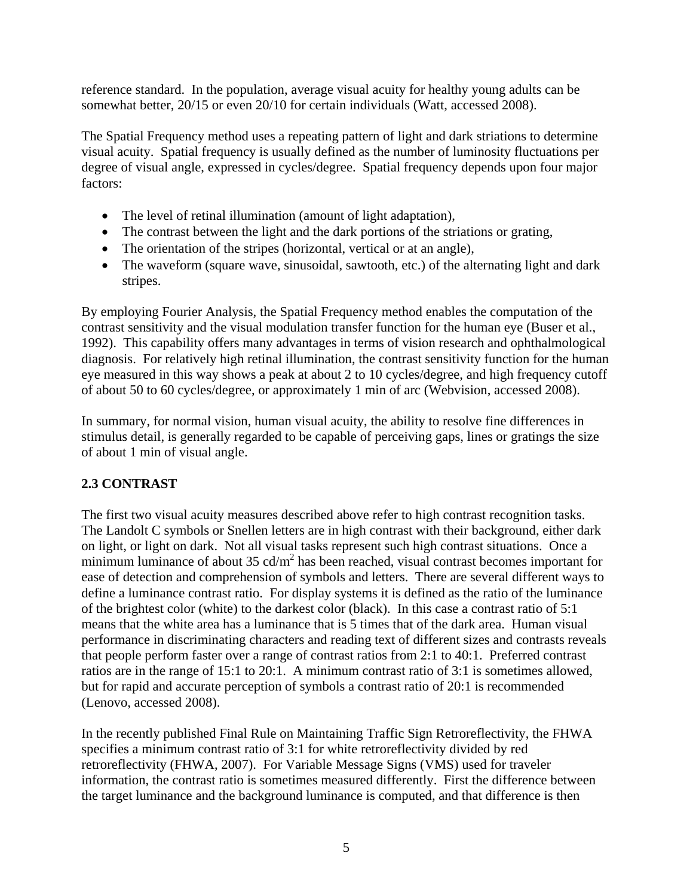reference standard. In the population, average visual acuity for healthy young adults can be somewhat better, 20/15 or even 20/10 for certain individuals (Watt, accessed 2008).

The Spatial Frequency method uses a repeating pattern of light and dark striations to determine visual acuity. Spatial frequency is usually defined as the number of luminosity fluctuations per degree of visual angle, expressed in cycles/degree. Spatial frequency depends upon four major factors:

- The level of retinal illumination (amount of light adaptation),
- The contrast between the light and the dark portions of the striations or grating,
- The orientation of the stripes (horizontal, vertical or at an angle),
- The waveform (square wave, sinusoidal, sawtooth, etc.) of the alternating light and dark stripes.

By employing Fourier Analysis, the Spatial Frequency method enables the computation of the contrast sensitivity and the visual modulation transfer function for the human eye (Buser et al., 1992). This capability offers many advantages in terms of vision research and ophthalmological diagnosis. For relatively high retinal illumination, the contrast sensitivity function for the human eye measured in this way shows a peak at about 2 to 10 cycles/degree, and high frequency cutoff of about 50 to 60 cycles/degree, or approximately 1 min of arc (Webvision, accessed 2008).

In summary, for normal vision, human visual acuity, the ability to resolve fine differences in stimulus detail, is generally regarded to be capable of perceiving gaps, lines or gratings the size of about 1 min of visual angle.

## 2.3 CONTRAST

The first two visual acuity measures described above refer to high contrast recognition tasks. The Landolt C symbols or Snellen letters are in high contrast with their background, either dark on light, or light on dark. Not all visual tasks represent such high contrast situations. Once a minimum luminance of about 35 $cd/m^2$ has been reached, visual contrast becomes important for ease of detection and comprehension of symbols and letters. There are several different ways to define a luminance contrast ratio. For display systems it is defined as the ratio of the luminance of the brightest color (white) to the darkest color (black). In this case a contrast ratio of 5:1 means that the white area has a luminance that is 5 times that of the dark area. Human visual performance in discriminating characters and reading text of different sizes and contrasts reveals that people perform faster over a range of contrast ratios from 2:1 to 40:1. Preferred contrast ratios are in the range of 15:1 to 20:1. A minimum contrast ratio of 3:1 is sometimes allowed, but for rapid and accurate perception of symbols a contrast ratio of 20:1 is recommended (Lenovo, accessed 2008).

In the recently published Final Rule on Maintaining Traffic Sign Retroreflectivity, the FHWA specifies a minimum contrast ratio of 3:1 for white retroreflectivity divided by red retroreflectivity (FHWA, 2007). For Variable Message Signs (VMS) used for traveler information, the contrast ratio is sometimes measured differently. First the difference between the target luminance and the background luminance is computed, and that difference is then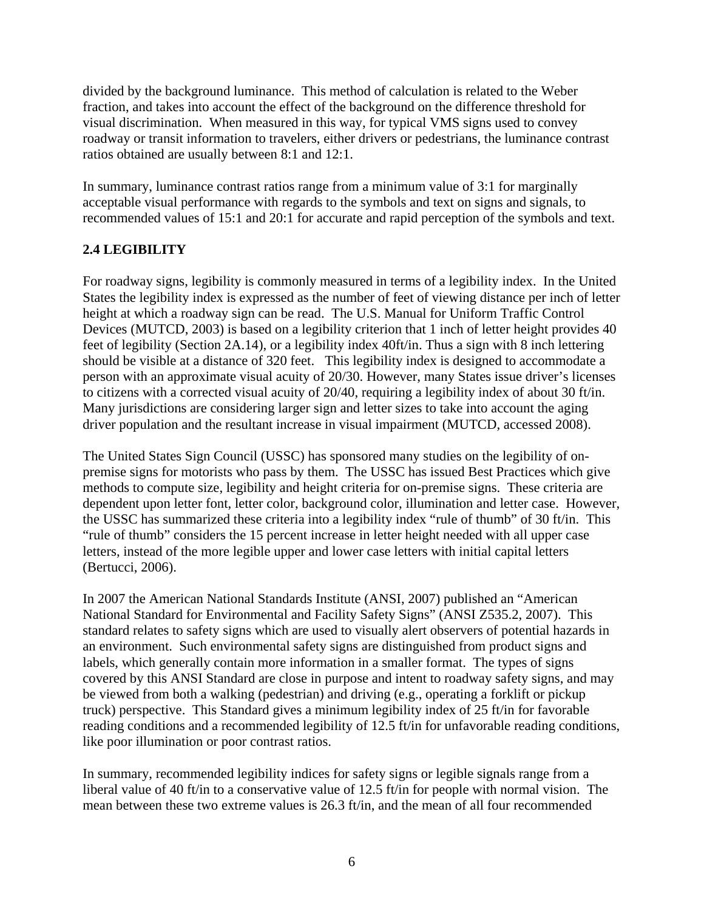divided by the background luminance. This method of calculation is related to the Weber fraction, and takes into account the effect of the background on the difference threshold for visual discrimination. When measured in this way, for typical VMS signs used to convey roadway or transit information to travelers, either drivers or pedestrians, the luminance contrast ratios obtained are usually between 8:1 and 12:1.

In summary, luminance contrast ratios range from a minimum value of 3:1 for marginally acceptable visual performance with regards to the symbols and text on signs and signals, to recommended values of 15:1 and 20:1 for accurate and rapid perception of the symbols and text.

## 2.4 LEGIBILITY

For roadway signs, legibility is commonly measured in terms of a legibility index. In the United States the legibility index is expressed as the number of feet of viewing distance per inch of letter height at which a roadway sign can be read. The U.S. Manual for Uniform Traffic Control Devices (MUTCD, 2003) is based on a legibility criterion that 1 inch of letter height provides 40 feet of legibility (Section 2A.14), or a legibility index 40ft/in. Thus a sign with 8 inch lettering should be visible at a distance of 320 feet. This legibility index is designed to accommodate a person with an approximate visual acuity of 20/30. However, many States issue driver's licenses to citizens with a corrected visual acuity of 20/40, requiring a legibility index of about 30 ft/in. Many jurisdictions are considering larger sign and letter sizes to take into account the aging driver population and the resultant increase in visual impairment (MUTCD, accessed 2008).

The United States Sign Council (USSC) has sponsored many studies on the legibility of on-premise signs for motorists who pass by them. The USSC has issued Best Practices which give methods to compute size, legibility and height criteria for on-premise signs. These criteria are dependent upon letter font, letter color, background color, illumination and letter case. However, the USSC has summarized these criteria into a legibility index "rule of thumb" of 30 ft/in. This "rule of thumb" considers the 15 percent increase in letter height needed with all upper case letters, instead of the more legible upper and lower case letters with initial capital letters (Bertucci, 2006).

In 2007 the American National Standards Institute (ANSI, 2007) published an "American National Standard for Environmental and Facility Safety Signs" (ANSI Z535.2, 2007). This standard relates to safety signs which are used to visually alert observers of potential hazards in an environment. Such environmental safety signs are distinguished from product signs and labels, which generally contain more information in a smaller format. The types of signs covered by this ANSI Standard are close in purpose and intent to roadway safety signs, and may be viewed from both a walking (pedestrian) and driving (e.g., operating a forklift or pickup truck) perspective. This Standard gives a minimum legibility index of 25 ft/in for favorable reading conditions and a recommended legibility of 12.5 ft/in for unfavorable reading conditions, like poor illumination or poor contrast ratios.

In summary, recommended legibility indices for safety signs or legible signals range from a liberal value of 40 ft/in to a conservative value of 12.5 ft/in for people with normal vision. The mean between these two extreme values is 26.3 ft/in, and the mean of all four recommended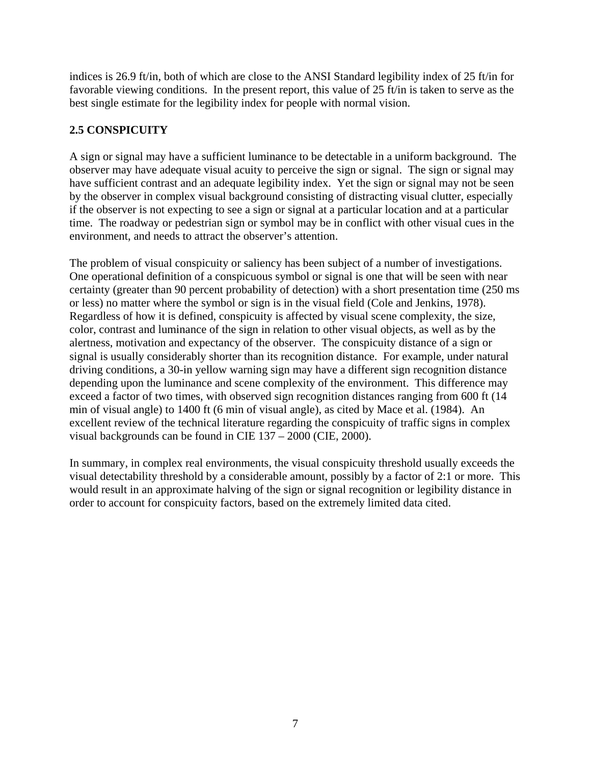indices is 26.9 ft/in, both of which are close to the ANSI Standard legibility index of 25 ft/in for favorable viewing conditions. In the present report, this value of 25 ft/in is taken to serve as the best single estimate for the legibility index for people with normal vision.

## 2.5 CONSPICUITY

A sign or signal may have a sufficient luminance to be detectable in a uniform background. The observer may have adequate visual acuity to perceive the sign or signal. The sign or signal may have sufficient contrast and an adequate legibility index. Yet the sign or signal may not be seen by the observer in complex visual background consisting of distracting visual clutter, especially if the observer is not expecting to see a sign or signal at a particular location and at a particular time. The roadway or pedestrian sign or symbol may be in conflict with other visual cues in the environment, and needs to attract the observer's attention.

The problem of visual conspicuity or saliency has been subject of a number of investigations. One operational definition of a conspicuous symbol or signal is one that will be seen with near certainty (greater than 90 percent probability of detection) with a short presentation time (250 ms or less) no matter where the symbol or sign is in the visual field (Cole and Jenkins, 1978). Regardless of how it is defined, conspicuity is affected by visual scene complexity, the size, color, contrast and luminance of the sign in relation to other visual objects, as well as by the alertness, motivation and expectancy of the observer. The conspicuity distance of a sign or signal is usually considerably shorter than its recognition distance. For example, under natural driving conditions, a 30-in yellow warning sign may have a different sign recognition distance depending upon the luminance and scene complexity of the environment. This difference may exceed a factor of two times, with observed sign recognition distances ranging from 600 ft (14 min of visual angle) to 1400 ft (6 min of visual angle), as cited by Mace et al. (1984). An excellent review of the technical literature regarding the conspicuity of traffic signs in complex visual backgrounds can be found in CIE 137 – 2000 (CIE, 2000).

In summary, in complex real environments, the visual conspicuity threshold usually exceeds the visual detectability threshold by a considerable amount, possibly by a factor of 2:1 or more. This would result in an approximate halving of the sign or signal recognition or legibility distance in order to account for conspicuity factors, based on the extremely limited data cited.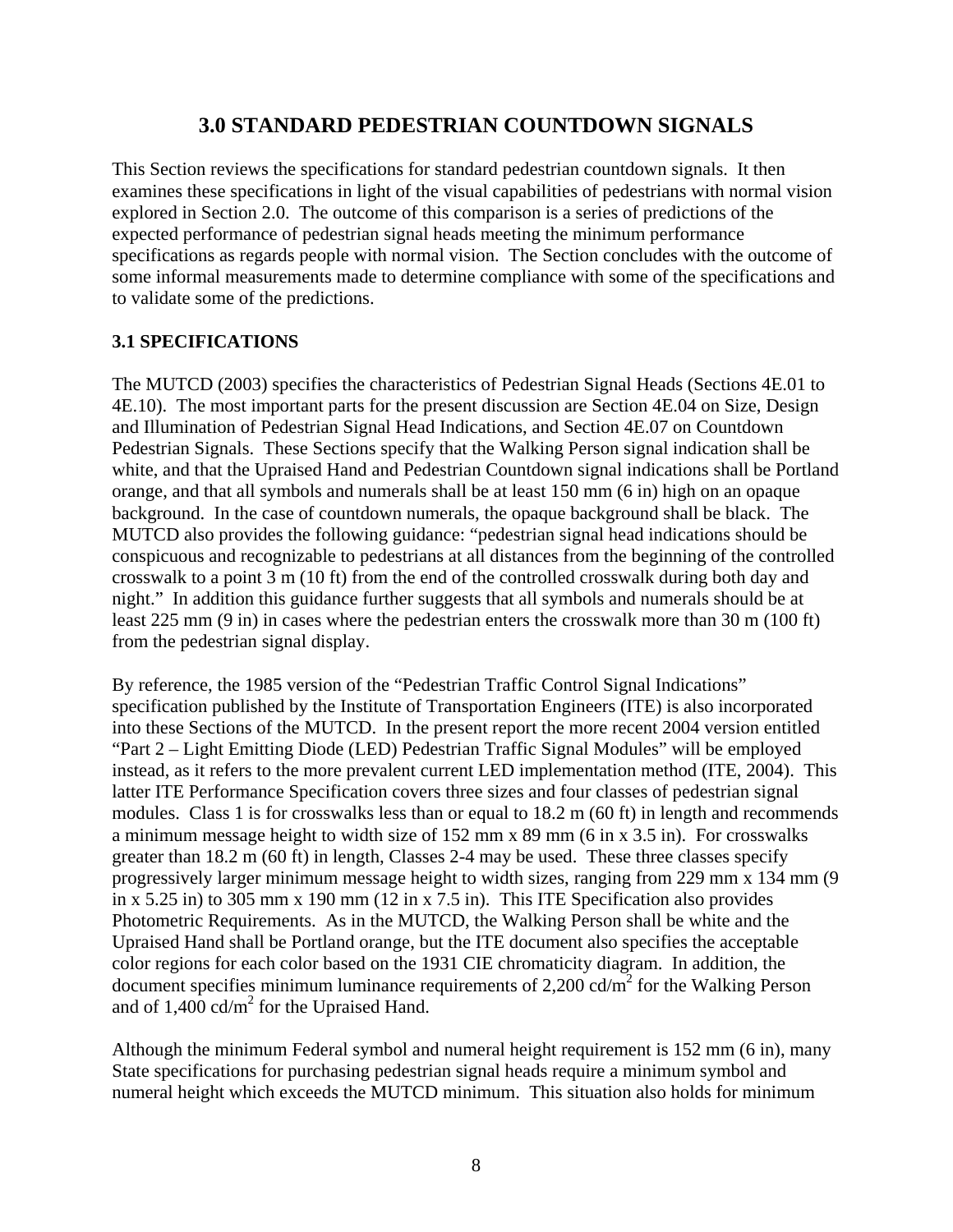# 3.0 STANDARD PEDESTRIAN COUNTDOWN SIGNALS

This Section reviews the specifications for standard pedestrian countdown signals. It then examines these specifications in light of the visual capabilities of pedestrians with normal vision explored in Section 2.0. The outcome of this comparison is a series of predictions of the expected performance of pedestrian signal heads meeting the minimum performance specifications as regards people with normal vision. The Section concludes with the outcome of some informal measurements made to determine compliance with some of the specifications and to validate some of the predictions.

## 3.1 SPECIFICATIONS

The MUTCD (2003) specifies the characteristics of Pedestrian Signal Heads (Sections 4E.01 to 4E.10). The most important parts for the present discussion are Section 4E.04 on Size, Design and Illumination of Pedestrian Signal Head Indications, and Section 4E.07 on Countdown Pedestrian Signals. These Sections specify that the Walking Person signal indication shall be white, and that the Upraised Hand and Pedestrian Countdown signal indications shall be Portland orange, and that all symbols and numerals shall be at least 150 mm (6 in) high on an opaque background. In the case of countdown numerals, the opaque background shall be black. The MUTCD also provides the following guidance: "pedestrian signal head indications should be conspicuous and recognizable to pedestrians at all distances from the beginning of the controlled crosswalk to a point 3 m (10 ft) from the end of the controlled crosswalk during both day and night." In addition this guidance further suggests that all symbols and numerals should be at least 225 mm (9 in) in cases where the pedestrian enters the crosswalk more than 30 m (100 ft) from the pedestrian signal display.

By reference, the 1985 version of the "Pedestrian Traffic Control Signal Indications" specification published by the Institute of Transportation Engineers (ITE) is also incorporated into these Sections of the MUTCD. In the present report the more recent 2004 version entitled "Part 2 – Light Emitting Diode (LED) Pedestrian Traffic Signal Modules" will be employed instead, as it refers to the more prevalent current LED implementation method (ITE, 2004). This latter ITE Performance Specification covers three sizes and four classes of pedestrian signal modules. Class 1 is for crosswalks less than or equal to 18.2 m (60 ft) in length and recommends a minimum message height to width size of 152 mm x 89 mm (6 in x 3.5 in). For crosswalks greater than 18.2 m (60 ft) in length, Classes 2-4 may be used. These three classes specify progressively larger minimum message height to width sizes, ranging from 229 mm x 134 mm (9 in x 5.25 in) to 305 mm x 190 mm (12 in x 7.5 in). This ITE Specification also provides Photometric Requirements. As in the MUTCD, the Walking Person shall be white and the Upraised Hand shall be Portland orange, but the ITE document also specifies the acceptable color regions for each color based on the 1931 CIE chromaticity diagram. In addition, the document specifies minimum luminance requirements of 2,200 cd/m$^2$ for the Walking Person and of 1,400 cd/m$^2$ for the Upraised Hand.

Although the minimum Federal symbol and numeral height requirement is 152 mm (6 in), many State specifications for purchasing pedestrian signal heads require a minimum symbol and numeral height which exceeds the MUTCD minimum. This situation also holds for minimum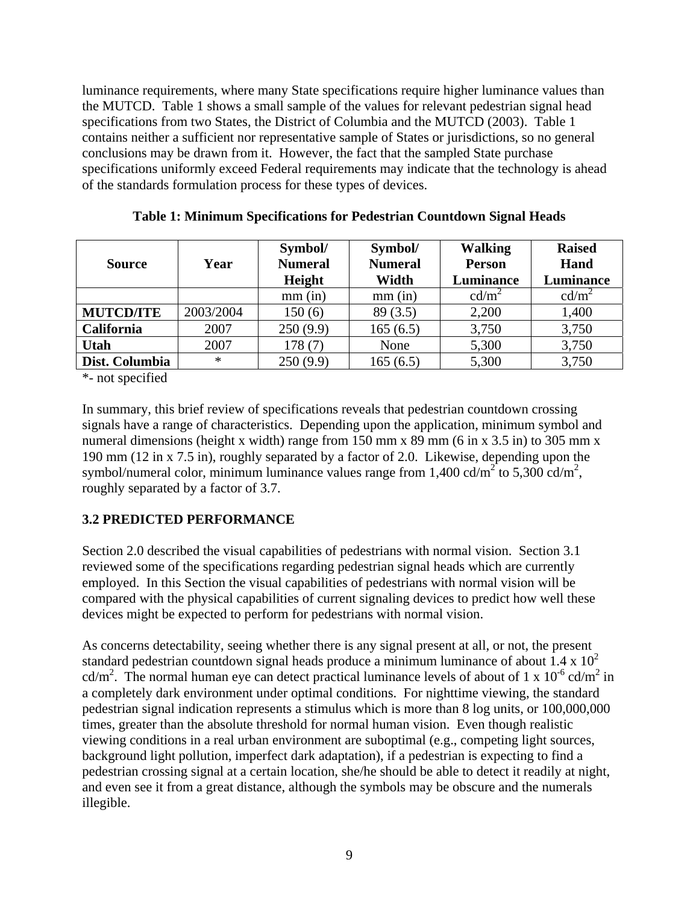luminance requirements, where many State specifications require higher luminance values than the MUTCD. Table 1 shows a small sample of the values for relevant pedestrian signal head specifications from two States, the District of Columbia and the MUTCD (2003). Table 1 contains neither a sufficient nor representative sample of States or jurisdictions, so no general conclusions may be drawn from it. However, the fact that the sampled State purchase specifications uniformly exceed Federal requirements may indicate that the technology is ahead of the standards formulation process for these types of devices.

**Table 1: Minimum Specifications for Pedestrian Countdown Signal Heads**

| Source | Year | Symbol/ Numeral Height | Symbol/ Numeral Width | Walking Person Luminance | Raised Hand Luminance |
|---|---|---|---|---|---|
| | | mm (in) | mm (in) | $cd/m^2$ | $cd/m^2$ |
| **MUTCD/ITE** | 2003/2004 | 150 (6) | 89 (3.5) | 2,200 | 1,400 |
| **California** | 2007 | 250 (9.9) | 165 (6.5) | 3,750 | 3,750 |
| **Utah** | 2007 | 178 (7) | None | 5,300 | 3,750 |
| **Dist. Columbia** | * | 250 (9.9) | 165 (6.5) | 5,300 | 3,750 |

*- not specified

In summary, this brief review of specifications reveals that pedestrian countdown crossing signals have a range of characteristics. Depending upon the application, minimum symbol and numeral dimensions (height x width) range from 150 mm x 89 mm (6 in x 3.5 in) to 305 mm x 190 mm (12 in x 7.5 in), roughly separated by a factor of 2.0. Likewise, depending upon the symbol/numeral color, minimum luminance values range from 1,400 $cd/m^2$ to 5,300 $cd/m^2$, roughly separated by a factor of 3.7.

## 3.2 PREDICTED PERFORMANCE

Section 2.0 described the visual capabilities of pedestrians with normal vision. Section 3.1 reviewed some of the specifications regarding pedestrian signal heads which are currently employed. In this Section the visual capabilities of pedestrians with normal vision will be compared with the physical capabilities of current signaling devices to predict how well these devices might be expected to perform for pedestrians with normal vision.

As concerns detectability, seeing whether there is any signal present at all, or not, the present standard pedestrian countdown signal heads produce a minimum luminance of about $1.4 \times 10^2$ $cd/m^2$. The normal human eye can detect practical luminance levels of about of $1 \times 10^{-6}$ $cd/m^2$ in a completely dark environment under optimal conditions. For nighttime viewing, the standard pedestrian signal indication represents a stimulus which is more than 8 log units, or 100,000,000 times, greater than the absolute threshold for normal human vision. Even though realistic viewing conditions in a real urban environment are suboptimal (e.g., competing light sources, background light pollution, imperfect dark adaptation), if a pedestrian is expecting to find a pedestrian crossing signal at a certain location, she/he should be able to detect it readily at night, and even see it from a great distance, although the symbols may be obscure and the numerals illegible.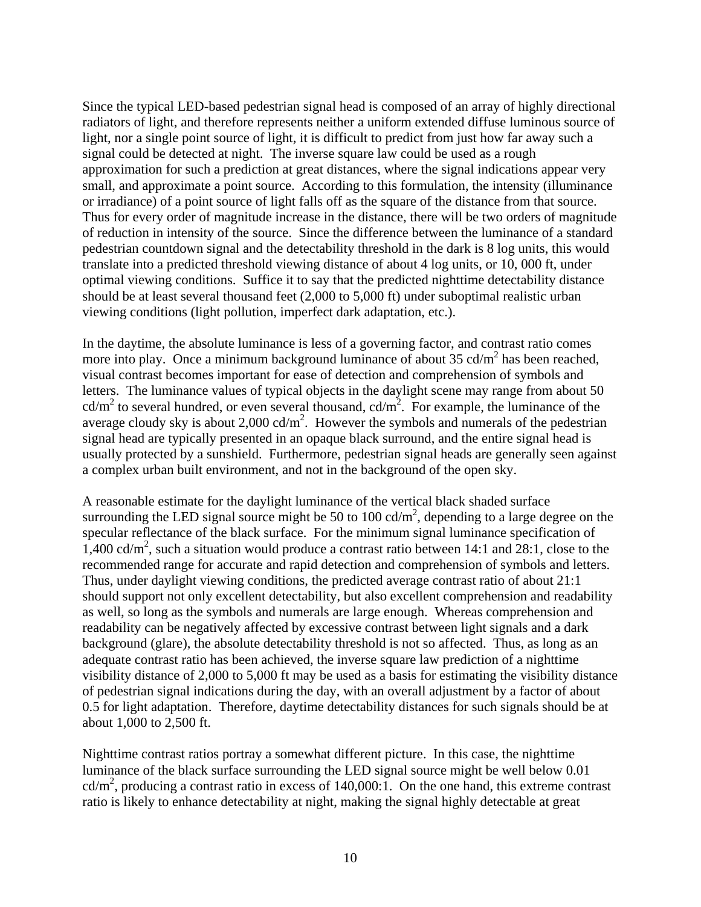Since the typical LED-based pedestrian signal head is composed of an array of highly directional radiators of light, and therefore represents neither a uniform extended diffuse luminous source of light, nor a single point source of light, it is difficult to predict from just how far away such a signal could be detected at night. The inverse square law could be used as a rough approximation for such a prediction at great distances, where the signal indications appear very small, and approximate a point source. According to this formulation, the intensity (illuminance or irradiance) of a point source of light falls off as the square of the distance from that source. Thus for every order of magnitude increase in the distance, there will be two orders of magnitude of reduction in intensity of the source. Since the difference between the luminance of a standard pedestrian countdown signal and the detectability threshold in the dark is 8 log units, this would translate into a predicted threshold viewing distance of about 4 log units, or 10, 000 ft, under optimal viewing conditions. Suffice it to say that the predicted nighttime detectability distance should be at least several thousand feet (2,000 to 5,000 ft) under suboptimal realistic urban viewing conditions (light pollution, imperfect dark adaptation, etc.).

In the daytime, the absolute luminance is less of a governing factor, and contrast ratio comes more into play. Once a minimum background luminance of about 35 $cd/m^2$ has been reached, visual contrast becomes important for ease of detection and comprehension of symbols and letters. The luminance values of typical objects in the daylight scene may range from about 50 $cd/m^2$ to several hundred, or even several thousand, $cd/m^2$. For example, the luminance of the average cloudy sky is about 2,000 $cd/m^2$. However the symbols and numerals of the pedestrian signal head are typically presented in an opaque black surround, and the entire signal head is usually protected by a sunshield. Furthermore, pedestrian signal heads are generally seen against a complex urban built environment, and not in the background of the open sky.

A reasonable estimate for the daylight luminance of the vertical black shaded surface surrounding the LED signal source might be 50 to 100 $cd/m^2$, depending to a large degree on the specular reflectance of the black surface. For the minimum signal luminance specification of 1,400 $cd/m^2$, such a situation would produce a contrast ratio between 14:1 and 28:1, close to the recommended range for accurate and rapid detection and comprehension of symbols and letters. Thus, under daylight viewing conditions, the predicted average contrast ratio of about 21:1 should support not only excellent detectability, but also excellent comprehension and readability as well, so long as the symbols and numerals are large enough. Whereas comprehension and readability can be negatively affected by excessive contrast between light signals and a dark background (glare), the absolute detectability threshold is not so affected. Thus, as long as an adequate contrast ratio has been achieved, the inverse square law prediction of a nighttime visibility distance of 2,000 to 5,000 ft may be used as a basis for estimating the visibility distance of pedestrian signal indications during the day, with an overall adjustment by a factor of about 0.5 for light adaptation. Therefore, daytime detectability distances for such signals should be at about 1,000 to 2,500 ft.

Nighttime contrast ratios portray a somewhat different picture. In this case, the nighttime luminance of the black surface surrounding the LED signal source might be well below 0.01 $cd/m^2$, producing a contrast ratio in excess of 140,000:1. On the one hand, this extreme contrast ratio is likely to enhance detectability at night, making the signal highly detectable at great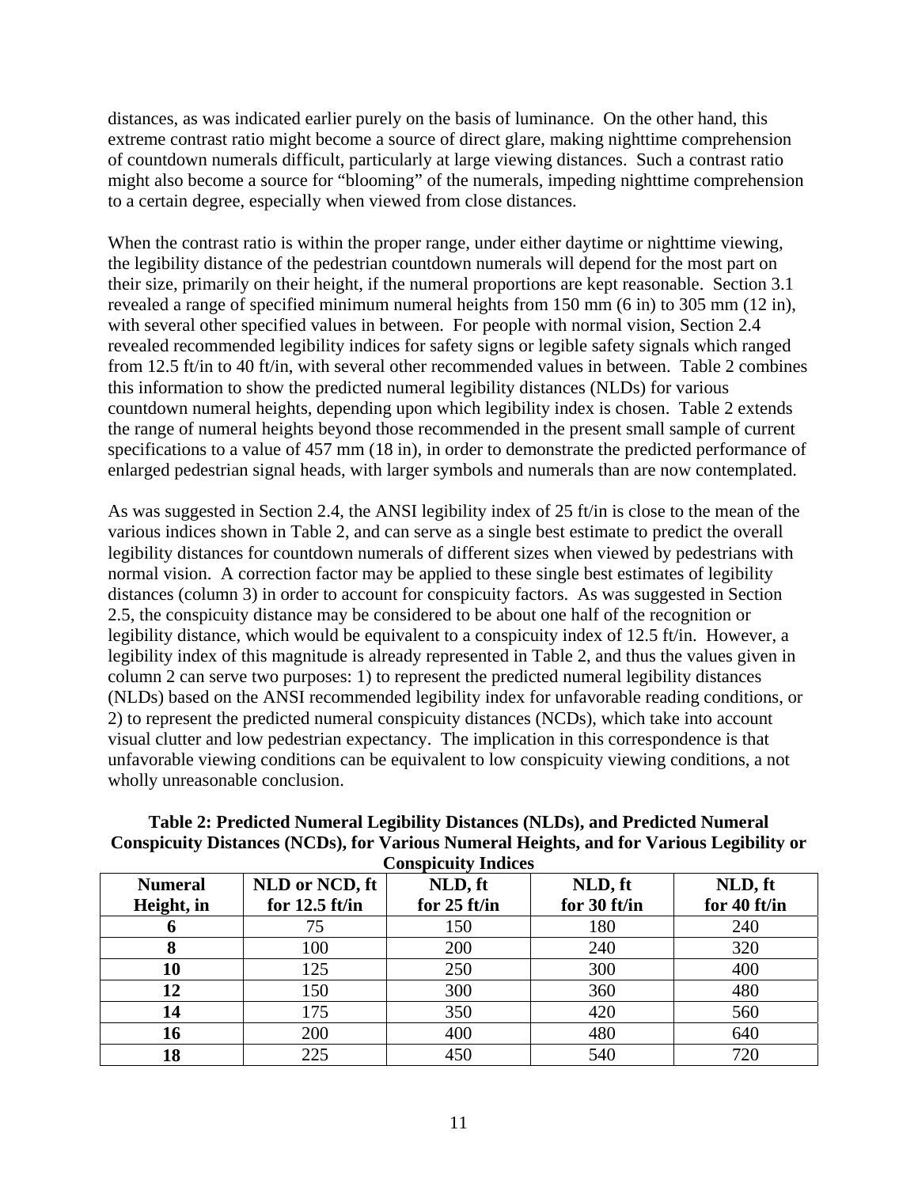distances, as was indicated earlier purely on the basis of luminance. On the other hand, this extreme contrast ratio might become a source of direct glare, making nighttime comprehension of countdown numerals difficult, particularly at large viewing distances. Such a contrast ratio might also become a source for "blooming" of the numerals, impeding nighttime comprehension to a certain degree, especially when viewed from close distances.

When the contrast ratio is within the proper range, under either daytime or nighttime viewing, the legibility distance of the pedestrian countdown numerals will depend for the most part on their size, primarily on their height, if the numeral proportions are kept reasonable. Section 3.1 revealed a range of specified minimum numeral heights from 150 mm (6 in) to 305 mm (12 in), with several other specified values in between. For people with normal vision, Section 2.4 revealed recommended legibility indices for safety signs or legible safety signals which ranged from 12.5 ft/in to 40 ft/in, with several other recommended values in between. Table 2 combines this information to show the predicted numeral legibility distances (NLDs) for various countdown numeral heights, depending upon which legibility index is chosen. Table 2 extends the range of numeral heights beyond those recommended in the present small sample of current specifications to a value of 457 mm (18 in), in order to demonstrate the predicted performance of enlarged pedestrian signal heads, with larger symbols and numerals than are now contemplated.

As was suggested in Section 2.4, the ANSI legibility index of 25 ft/in is close to the mean of the various indices shown in Table 2, and can serve as a single best estimate to predict the overall legibility distances for countdown numerals of different sizes when viewed by pedestrians with normal vision. A correction factor may be applied to these single best estimates of legibility distances (column 3) in order to account for conspicuity factors. As was suggested in Section 2.5, the conspicuity distance may be considered to be about one half of the recognition or legibility distance, which would be equivalent to a conspicuity index of 12.5 ft/in. However, a legibility index of this magnitude is already represented in Table 2, and thus the values given in column 2 can serve two purposes: 1) to represent the predicted numeral legibility distances (NLDs) based on the ANSI recommended legibility index for unfavorable reading conditions, or 2) to represent the predicted numeral conspicuity distances (NCDs), which take into account visual clutter and low pedestrian expectancy. The implication in this correspondence is that unfavorable viewing conditions can be equivalent to low conspicuity viewing conditions, a not wholly unreasonable conclusion.

**Table 2: Predicted Numeral Legibility Distances (NLDs), and Predicted Numeral Conspicuity Distances (NCDs), for Various Numeral Heights, and for Various Legibility or Conspicuity Indices**

| Numeral Height, in | NLD or NCD, ft for 12.5 ft/in | NLD, ft for 25 ft/in | NLD, ft for 30 ft/in | NLD, ft for 40 ft/in |
|---|---|---|---|---|
| **6** | 75 | 150 | 180 | 240 |
| **8** | 100 | 200 | 240 | 320 |
| **10** | 125 | 250 | 300 | 400 |
| **12** | 150 | 300 | 360 | 480 |
| **14** | 175 | 350 | 420 | 560 |
| **16** | 200 | 400 | 480 | 640 |
| **18** | 225 | 450 | 540 | 720 |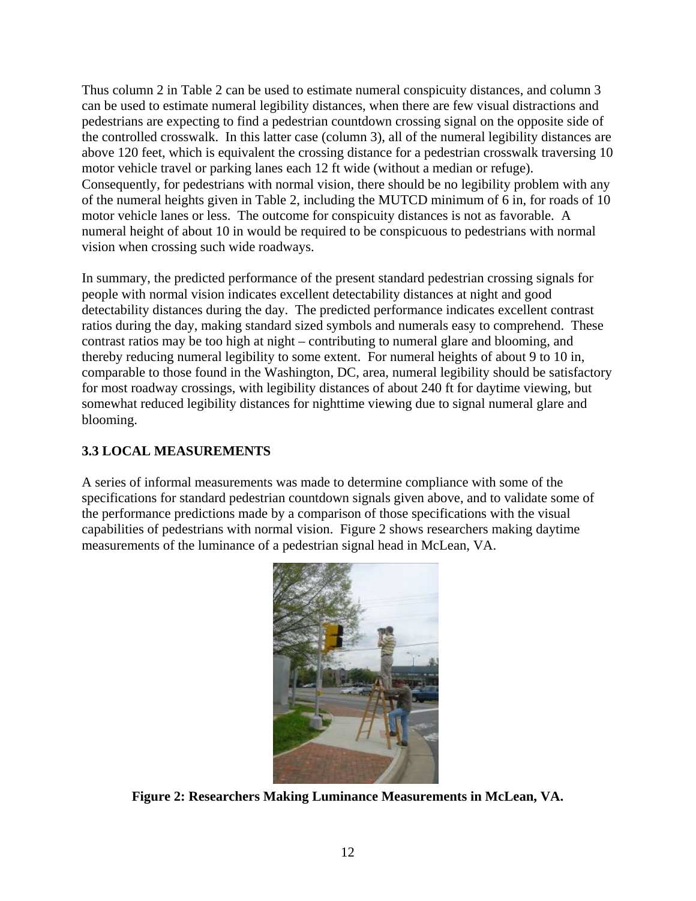Thus column 2 in Table 2 can be used to estimate numeral conspicuity distances, and column 3 can be used to estimate numeral legibility distances, when there are few visual distractions and pedestrians are expecting to find a pedestrian countdown crossing signal on the opposite side of the controlled crosswalk. In this latter case (column 3), all of the numeral legibility distances are above 120 feet, which is equivalent the crossing distance for a pedestrian crosswalk traversing 10 motor vehicle travel or parking lanes each 12 ft wide (without a median or refuge). Consequently, for pedestrians with normal vision, there should be no legibility problem with any of the numeral heights given in Table 2, including the MUTCD minimum of 6 in, for roads of 10 motor vehicle lanes or less. The outcome for conspicuity distances is not as favorable. A numeral height of about 10 in would be required to be conspicuous to pedestrians with normal vision when crossing such wide roadways.

In summary, the predicted performance of the present standard pedestrian crossing signals for people with normal vision indicates excellent detectability distances at night and good detectability distances during the day. The predicted performance indicates excellent contrast ratios during the day, making standard sized symbols and numerals easy to comprehend. These contrast ratios may be too high at night – contributing to numeral glare and blooming, and thereby reducing numeral legibility to some extent. For numeral heights of about 9 to 10 in, comparable to those found in the Washington, DC, area, numeral legibility should be satisfactory for most roadway crossings, with legibility distances of about 240 ft for daytime viewing, but somewhat reduced legibility distances for nighttime viewing due to signal numeral glare and blooming.

### 3.3 LOCAL MEASUREMENTS

A series of informal measurements was made to determine compliance with some of the specifications for standard pedestrian countdown signals given above, and to validate some of the performance predictions made by a comparison of those specifications with the visual capabilities of pedestrians with normal vision. Figure 2 shows researchers making daytime measurements of the luminance of a pedestrian signal head in McLean, VA.

**Figure 2: Researchers Making Luminance Measurements in McLean, VA.**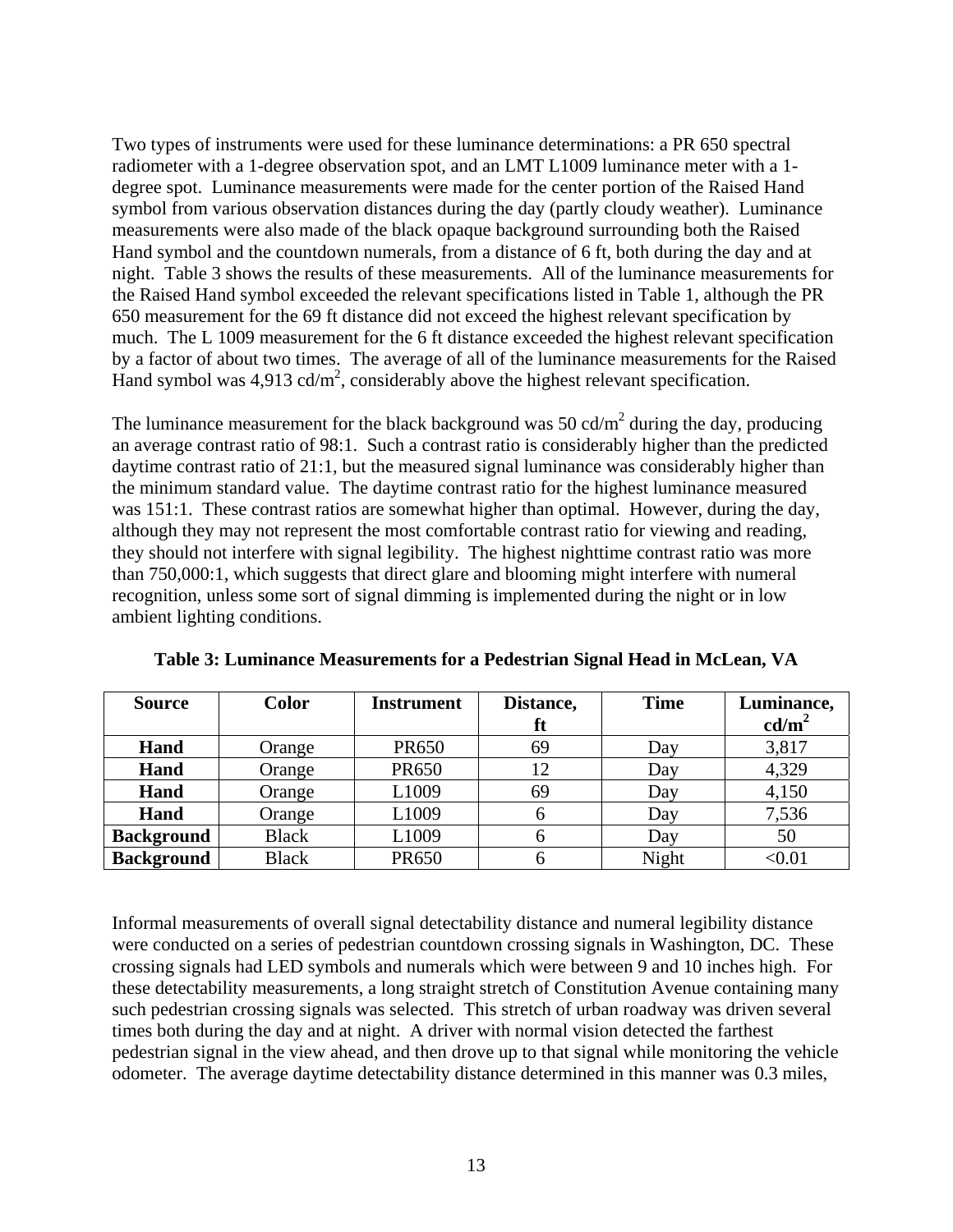Two types of instruments were used for these luminance determinations: a PR 650 spectral radiometer with a 1-degree observation spot, and an LMT L1009 luminance meter with a 1-degree spot. Luminance measurements were made for the center portion of the Raised Hand symbol from various observation distances during the day (partly cloudy weather). Luminance measurements were also made of the black opaque background surrounding both the Raised Hand symbol and the countdown numerals, from a distance of 6 ft, both during the day and at night. Table 3 shows the results of these measurements. All of the luminance measurements for the Raised Hand symbol exceeded the relevant specifications listed in Table 1, although the PR 650 measurement for the 69 ft distance did not exceed the highest relevant specification by much. The L 1009 measurement for the 6 ft distance exceeded the highest relevant specification by a factor of about two times. The average of all of the luminance measurements for the Raised Hand symbol was 4,913 cd/m$^2$, considerably above the highest relevant specification.

The luminance measurement for the black background was 50 cd/m$^2$ during the day, producing an average contrast ratio of 98:1. Such a contrast ratio is considerably higher than the predicted daytime contrast ratio of 21:1, but the measured signal luminance was considerably higher than the minimum standard value. The daytime contrast ratio for the highest luminance measured was 151:1. These contrast ratios are somewhat higher than optimal. However, during the day, although they may not represent the most comfortable contrast ratio for viewing and reading, they should not interfere with signal legibility. The highest nighttime contrast ratio was more than 750,000:1, which suggests that direct glare and blooming might interfere with numeral recognition, unless some sort of signal dimming is implemented during the night or in low ambient lighting conditions.

**Table 3: Luminance Measurements for a Pedestrian Signal Head in McLean, VA**

| Source | Color | Instrument | Distance, ft | Time | Luminance, cd/m$^2$ |
|---|---|---|---|---|---|
| **Hand** | Orange | PR650 | 69 | Day | 3,817 |
| **Hand** | Orange | PR650 | 12 | Day | 4,329 |
| **Hand** | Orange | L1009 | 69 | Day | 4,150 |
| **Hand** | Orange | L1009 | 6 | Day | 7,536 |
| **Background** | Black | L1009 | 6 | Day | 50 |
| **Background** | Black | PR650 | 6 | Night | <0.01 |

Informal measurements of overall signal detectability distance and numeral legibility distance were conducted on a series of pedestrian countdown crossing signals in Washington, DC. These crossing signals had LED symbols and numerals which were between 9 and 10 inches high. For these detectability measurements, a long straight stretch of Constitution Avenue containing many such pedestrian crossing signals was selected. This stretch of urban roadway was driven several times both during the day and at night. A driver with normal vision detected the farthest pedestrian signal in the view ahead, and then drove up to that signal while monitoring the vehicle odometer. The average daytime detectability distance determined in this manner was 0.3 miles,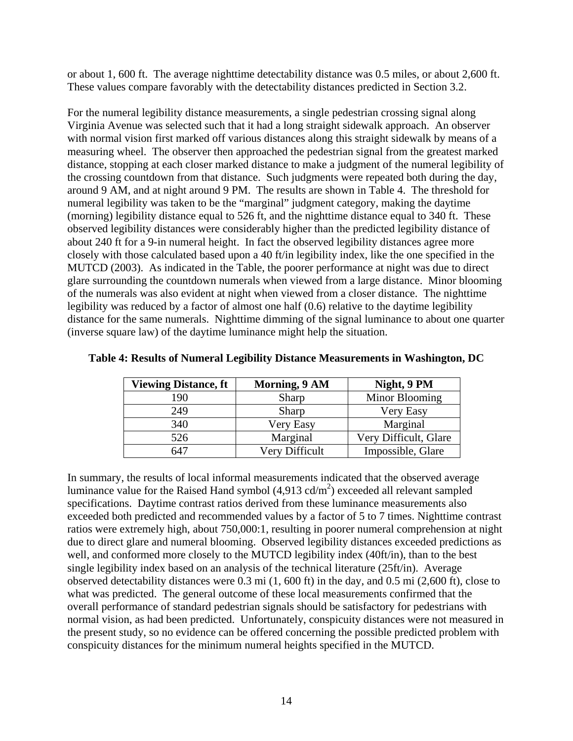or about 1, 600 ft. The average nighttime detectability distance was 0.5 miles, or about 2,600 ft. These values compare favorably with the detectability distances predicted in Section 3.2.

For the numeral legibility distance measurements, a single pedestrian crossing signal along Virginia Avenue was selected such that it had a long straight sidewalk approach. An observer with normal vision first marked off various distances along this straight sidewalk by means of a measuring wheel. The observer then approached the pedestrian signal from the greatest marked distance, stopping at each closer marked distance to make a judgment of the numeral legibility of the crossing countdown from that distance. Such judgments were repeated both during the day, around 9 AM, and at night around 9 PM. The results are shown in Table 4. The threshold for numeral legibility was taken to be the "marginal" judgment category, making the daytime (morning) legibility distance equal to 526 ft, and the nighttime distance equal to 340 ft. These observed legibility distances were considerably higher than the predicted legibility distance of about 240 ft for a 9-in numeral height. In fact the observed legibility distances agree more closely with those calculated based upon a 40 ft/in legibility index, like the one specified in the MUTCD (2003). As indicated in the Table, the poorer performance at night was due to direct glare surrounding the countdown numerals when viewed from a large distance. Minor blooming of the numerals was also evident at night when viewed from a closer distance. The nighttime legibility was reduced by a factor of almost one half (0.6) relative to the daytime legibility distance for the same numerals. Nighttime dimming of the signal luminance to about one quarter (inverse square law) of the daytime luminance might help the situation.

**Table 4: Results of Numeral Legibility Distance Measurements in Washington, DC**

| Viewing Distance, ft | Morning, 9 AM | Night, 9 PM |
|---|---|---|
| 190 | Sharp | Minor Blooming |
| 249 | Sharp | Very Easy |
| 340 | Very Easy | Marginal |
| 526 | Marginal | Very Difficult, Glare |
| 647 | Very Difficult | Impossible, Glare |

In summary, the results of local informal measurements indicated that the observed average luminance value for the Raised Hand symbol (4,913 $cd/m^2$) exceeded all relevant sampled specifications. Daytime contrast ratios derived from these luminance measurements also exceeded both predicted and recommended values by a factor of 5 to 7 times. Nighttime contrast ratios were extremely high, about 750,000:1, resulting in poorer numeral comprehension at night due to direct glare and numeral blooming. Observed legibility distances exceeded predictions as well, and conformed more closely to the MUTCD legibility index (40ft/in), than to the best single legibility index based on an analysis of the technical literature (25ft/in). Average observed detectability distances were 0.3 mi (1, 600 ft) in the day, and 0.5 mi (2,600 ft), close to what was predicted. The general outcome of these local measurements confirmed that the overall performance of standard pedestrian signals should be satisfactory for pedestrians with normal vision, as had been predicted. Unfortunately, conspicuity distances were not measured in the present study, so no evidence can be offered concerning the possible predicted problem with conspicuity distances for the minimum numeral heights specified in the MUTCD.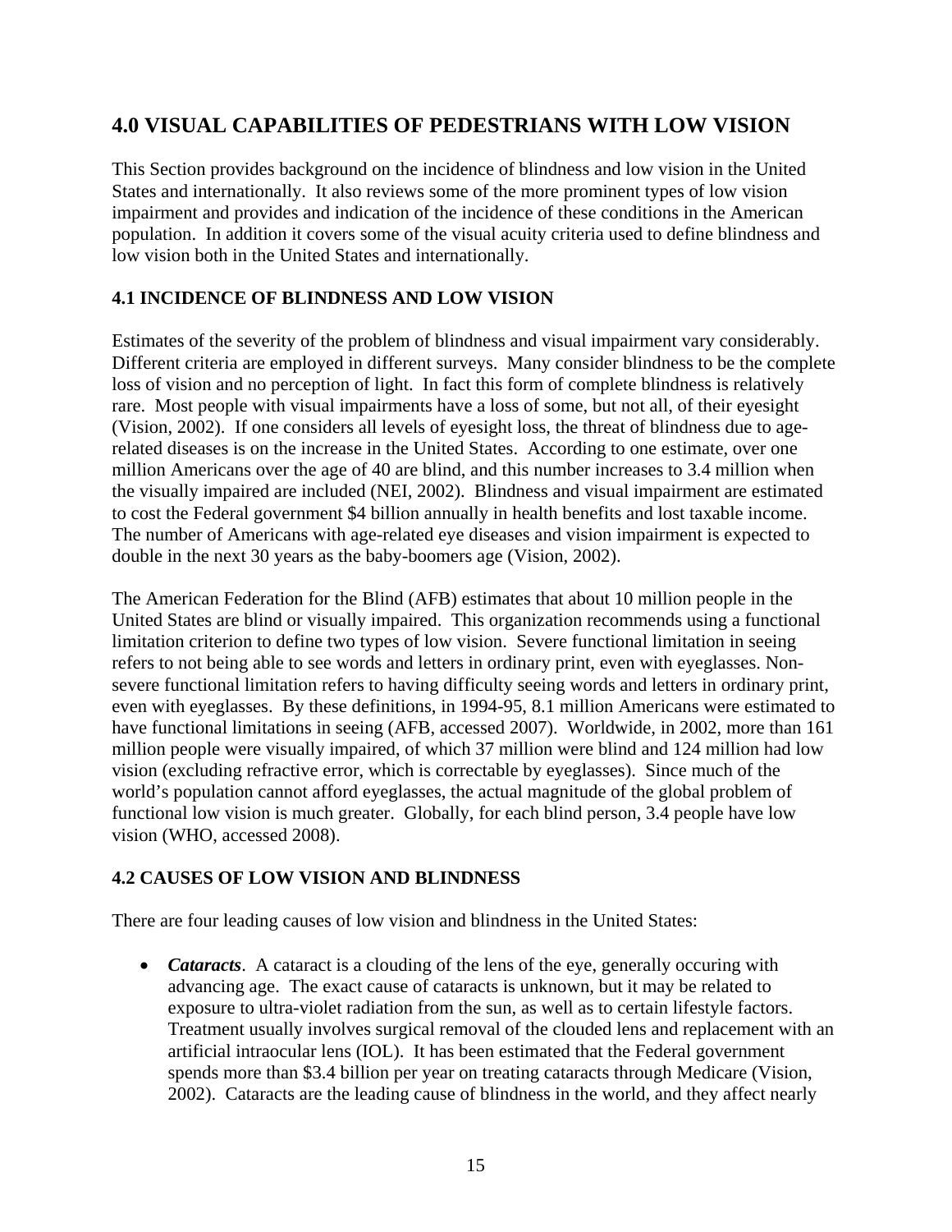# 4.0 VISUAL CAPABILITIES OF PEDESTRIANS WITH LOW VISION

This Section provides background on the incidence of blindness and low vision in the United States and internationally. It also reviews some of the more prominent types of low vision impairment and provides and indication of the incidence of these conditions in the American population. In addition it covers some of the visual acuity criteria used to define blindness and low vision both in the United States and internationally.

## 4.1 INCIDENCE OF BLINDNESS AND LOW VISION

Estimates of the severity of the problem of blindness and visual impairment vary considerably. Different criteria are employed in different surveys. Many consider blindness to be the complete loss of vision and no perception of light. In fact this form of complete blindness is relatively rare. Most people with visual impairments have a loss of some, but not all, of their eyesight (Vision, 2002). If one considers all levels of eyesight loss, the threat of blindness due to age-related diseases is on the increase in the United States. According to one estimate, over one million Americans over the age of 40 are blind, and this number increases to 3.4 million when the visually impaired are included (NEI, 2002). Blindness and visual impairment are estimated to cost the Federal government $4 billion annually in health benefits and lost taxable income. The number of Americans with age-related eye diseases and vision impairment is expected to double in the next 30 years as the baby-boomers age (Vision, 2002).

The American Federation for the Blind (AFB) estimates that about 10 million people in the United States are blind or visually impaired. This organization recommends using a functional limitation criterion to define two types of low vision. Severe functional limitation in seeing refers to not being able to see words and letters in ordinary print, even with eyeglasses. Non-severe functional limitation refers to having difficulty seeing words and letters in ordinary print, even with eyeglasses. By these definitions, in 1994-95, 8.1 million Americans were estimated to have functional limitations in seeing (AFB, accessed 2007). Worldwide, in 2002, more than 161 million people were visually impaired, of which 37 million were blind and 124 million had low vision (excluding refractive error, which is correctable by eyeglasses). Since much of the world's population cannot afford eyeglasses, the actual magnitude of the global problem of functional low vision is much greater. Globally, for each blind person, 3.4 people have low vision (WHO, accessed 2008).

## 4.2 CAUSES OF LOW VISION AND BLINDNESS

There are four leading causes of low vision and blindness in the United States:

- ***Cataracts***. A cataract is a clouding of the lens of the eye, generally occuring with advancing age. The exact cause of cataracts is unknown, but it may be related to exposure to ultra-violet radiation from the sun, as well as to certain lifestyle factors. Treatment usually involves surgical removal of the clouded lens and replacement with an artificial intraocular lens (IOL). It has been estimated that the Federal government spends more than $3.4 billion per year on treating cataracts through Medicare (Vision, 2002). Cataracts are the leading cause of blindness in the world, and they affect nearly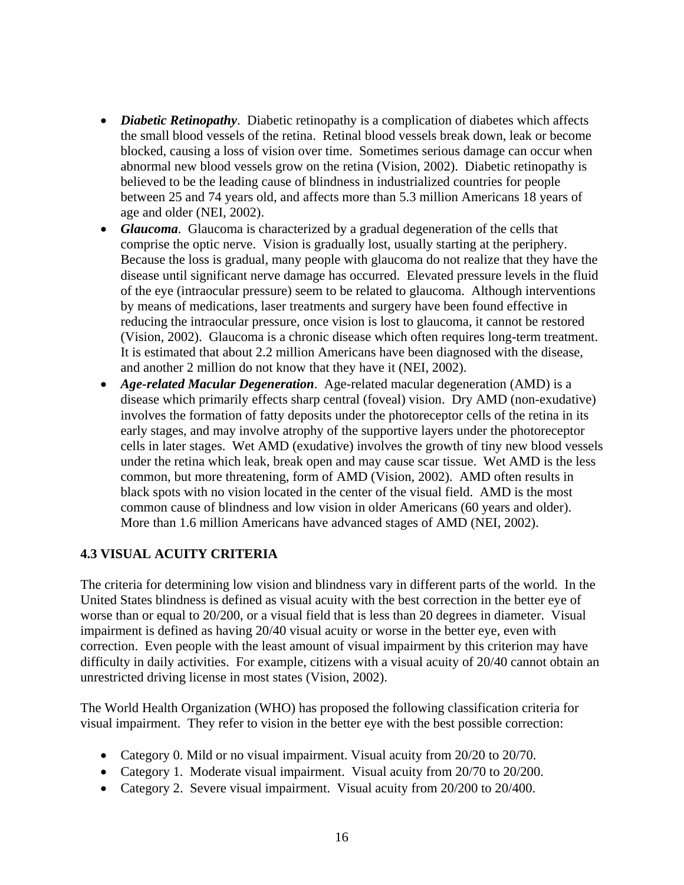- ***Diabetic Retinopathy***. Diabetic retinopathy is a complication of diabetes which affects the small blood vessels of the retina. Retinal blood vessels break down, leak or become blocked, causing a loss of vision over time. Sometimes serious damage can occur when abnormal new blood vessels grow on the retina (Vision, 2002). Diabetic retinopathy is believed to be the leading cause of blindness in industrialized countries for people between 25 and 74 years old, and affects more than 5.3 million Americans 18 years of age and older (NEI, 2002).
- ***Glaucoma***. Glaucoma is characterized by a gradual degeneration of the cells that comprise the optic nerve. Vision is gradually lost, usually starting at the periphery. Because the loss is gradual, many people with glaucoma do not realize that they have the disease until significant nerve damage has occurred. Elevated pressure levels in the fluid of the eye (intraocular pressure) seem to be related to glaucoma. Although interventions by means of medications, laser treatments and surgery have been found effective in reducing the intraocular pressure, once vision is lost to glaucoma, it cannot be restored (Vision, 2002). Glaucoma is a chronic disease which often requires long-term treatment. It is estimated that about 2.2 million Americans have been diagnosed with the disease, and another 2 million do not know that they have it (NEI, 2002).
- ***Age-related Macular Degeneration***. Age-related macular degeneration (AMD) is a disease which primarily effects sharp central (foveal) vision. Dry AMD (non-exudative) involves the formation of fatty deposits under the photoreceptor cells of the retina in its early stages, and may involve atrophy of the supportive layers under the photoreceptor cells in later stages. Wet AMD (exudative) involves the growth of tiny new blood vessels under the retina which leak, break open and may cause scar tissue. Wet AMD is the less common, but more threatening, form of AMD (Vision, 2002). AMD often results in black spots with no vision located in the center of the visual field. AMD is the most common cause of blindness and low vision in older Americans (60 years and older). More than 1.6 million Americans have advanced stages of AMD (NEI, 2002).

## 4.3 VISUAL ACUITY CRITERIA

The criteria for determining low vision and blindness vary in different parts of the world. In the United States blindness is defined as visual acuity with the best correction in the better eye of worse than or equal to 20/200, or a visual field that is less than 20 degrees in diameter. Visual impairment is defined as having 20/40 visual acuity or worse in the better eye, even with correction. Even people with the least amount of visual impairment by this criterion may have difficulty in daily activities. For example, citizens with a visual acuity of 20/40 cannot obtain an unrestricted driving license in most states (Vision, 2002).

The World Health Organization (WHO) has proposed the following classification criteria for visual impairment. They refer to vision in the better eye with the best possible correction:

- Category 0. Mild or no visual impairment. Visual acuity from 20/20 to 20/70.
- Category 1. Moderate visual impairment. Visual acuity from 20/70 to 20/200.
- Category 2. Severe visual impairment. Visual acuity from 20/200 to 20/400.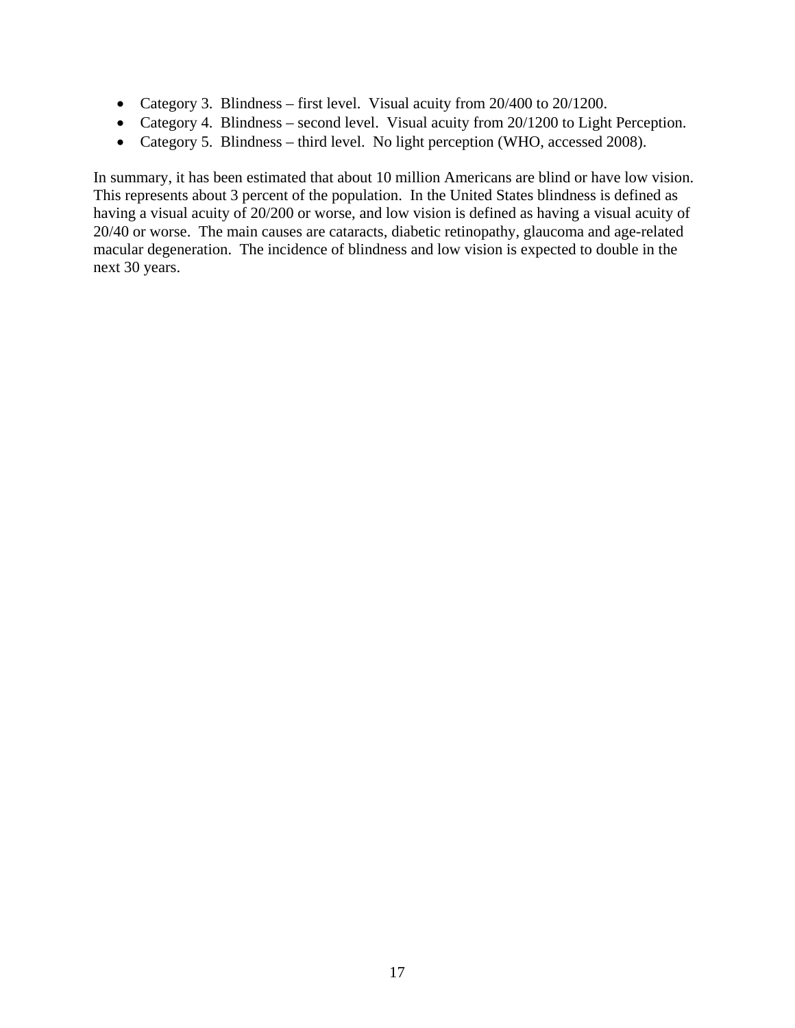- Category 3.  Blindness – first level.  Visual acuity from 20/400 to 20/1200.
- Category 4.  Blindness – second level.  Visual acuity from 20/1200 to Light Perception.
- Category 5.  Blindness – third level.  No light perception (WHO, accessed 2008).

In summary, it has been estimated that about 10 million Americans are blind or have low vision. This represents about 3 percent of the population.  In the United States blindness is defined as having a visual acuity of 20/200 or worse, and low vision is defined as having a visual acuity of 20/40 or worse.  The main causes are cataracts, diabetic retinopathy, glaucoma and age-related macular degeneration.  The incidence of blindness and low vision is expected to double in the next 30 years.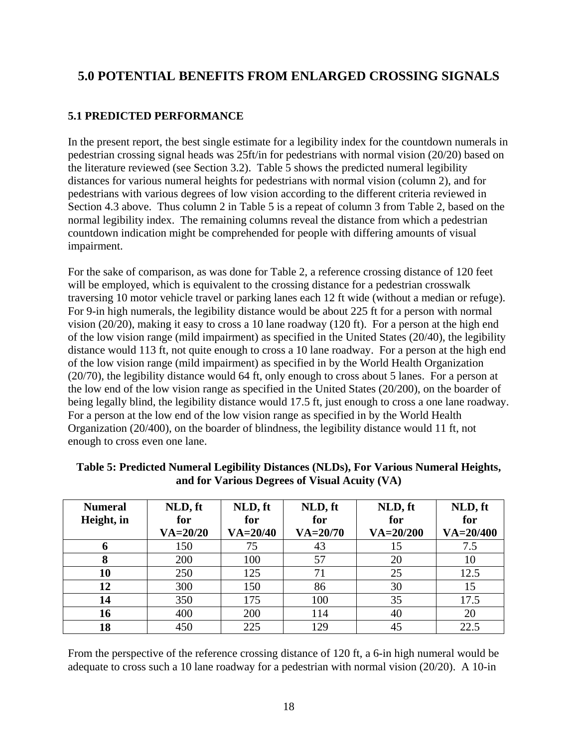## 5.0 POTENTIAL BENEFITS FROM ENLARGED CROSSING SIGNALS

### 5.1 PREDICTED PERFORMANCE

In the present report, the best single estimate for a legibility index for the countdown numerals in pedestrian crossing signal heads was 25ft/in for pedestrians with normal vision (20/20) based on the literature reviewed (see Section 3.2). Table 5 shows the predicted numeral legibility distances for various numeral heights for pedestrians with normal vision (column 2), and for pedestrians with various degrees of low vision according to the different criteria reviewed in Section 4.3 above. Thus column 2 in Table 5 is a repeat of column 3 from Table 2, based on the normal legibility index. The remaining columns reveal the distance from which a pedestrian countdown indication might be comprehended for people with differing amounts of visual impairment.

For the sake of comparison, as was done for Table 2, a reference crossing distance of 120 feet will be employed, which is equivalent to the crossing distance for a pedestrian crosswalk traversing 10 motor vehicle travel or parking lanes each 12 ft wide (without a median or refuge). For 9-in high numerals, the legibility distance would be about 225 ft for a person with normal vision (20/20), making it easy to cross a 10 lane roadway (120 ft). For a person at the high end of the low vision range (mild impairment) as specified in the United States (20/40), the legibility distance would 113 ft, not quite enough to cross a 10 lane roadway. For a person at the high end of the low vision range (mild impairment) as specified in by the World Health Organization (20/70), the legibility distance would 64 ft, only enough to cross about 5 lanes. For a person at the low end of the low vision range as specified in the United States (20/200), on the boarder of being legally blind, the legibility distance would 17.5 ft, just enough to cross a one lane roadway. For a person at the low end of the low vision range as specified in by the World Health Organization (20/400), on the boarder of blindness, the legibility distance would 11 ft, not enough to cross even one lane.

**Table 5: Predicted Numeral Legibility Distances (NLDs), For Various Numeral Heights, and for Various Degrees of Visual Acuity (VA)**

| Numeral Height, in | NLD, ft for VA=20/20 | NLD, ft for VA=20/40 | NLD, ft for VA=20/70 | NLD, ft for VA=20/200 | NLD, ft for VA=20/400 |
|---|---|---|---|---|---|
| **6** | 150 | 75 | 43 | 15 | 7.5 |
| **8** | 200 | 100 | 57 | 20 | 10 |
| **10** | 250 | 125 | 71 | 25 | 12.5 |
| **12** | 300 | 150 | 86 | 30 | 15 |
| **14** | 350 | 175 | 100 | 35 | 17.5 |
| **16** | 400 | 200 | 114 | 40 | 20 |
| **18** | 450 | 225 | 129 | 45 | 22.5 |

From the perspective of the reference crossing distance of 120 ft, a 6-in high numeral would be adequate to cross such a 10 lane roadway for a pedestrian with normal vision (20/20). A 10-in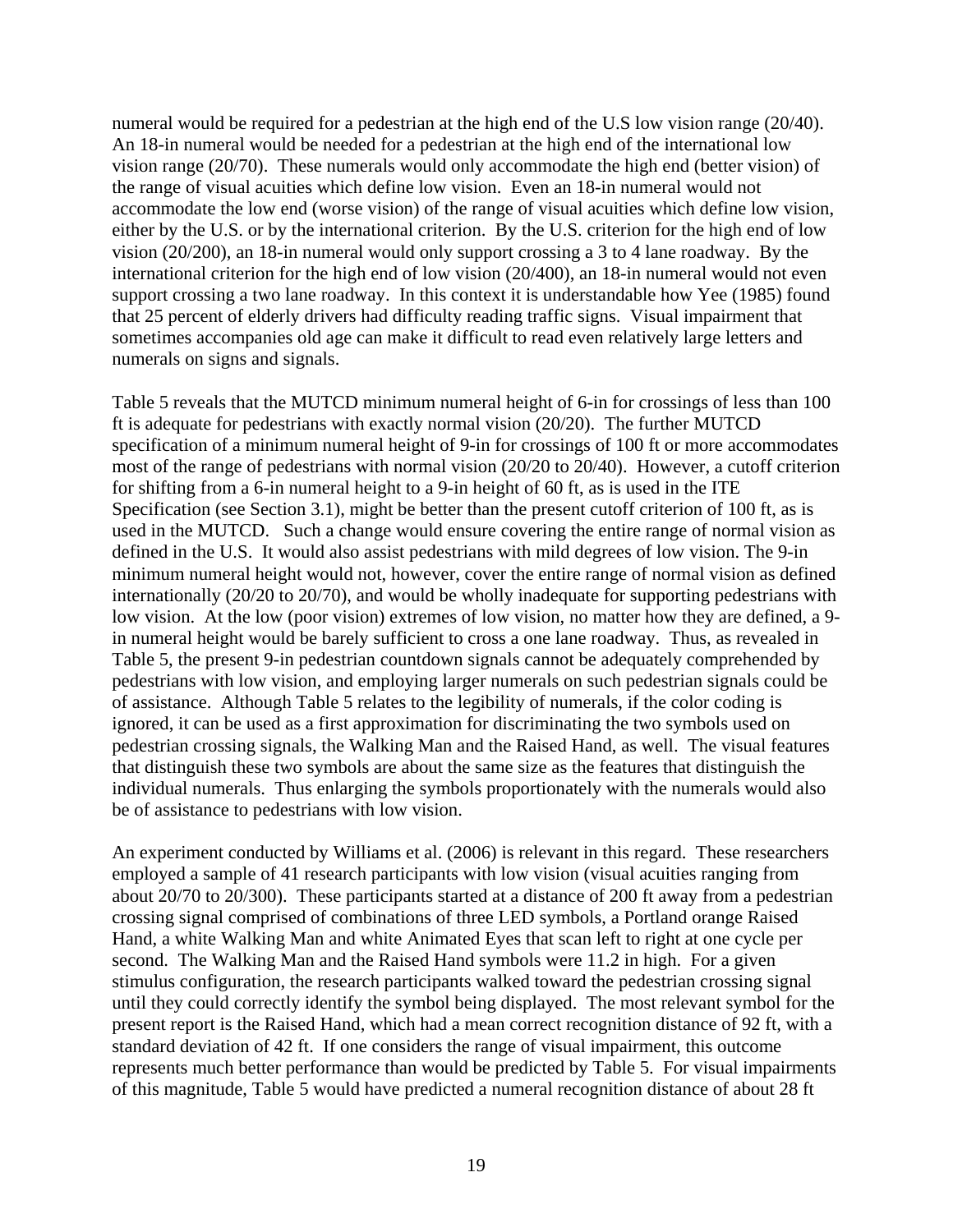numeral would be required for a pedestrian at the high end of the U.S low vision range (20/40). An 18-in numeral would be needed for a pedestrian at the high end of the international low vision range (20/70). These numerals would only accommodate the high end (better vision) of the range of visual acuities which define low vision. Even an 18-in numeral would not accommodate the low end (worse vision) of the range of visual acuities which define low vision, either by the U.S. or by the international criterion. By the U.S. criterion for the high end of low vision (20/200), an 18-in numeral would only support crossing a 3 to 4 lane roadway. By the international criterion for the high end of low vision (20/400), an 18-in numeral would not even support crossing a two lane roadway. In this context it is understandable how Yee (1985) found that 25 percent of elderly drivers had difficulty reading traffic signs. Visual impairment that sometimes accompanies old age can make it difficult to read even relatively large letters and numerals on signs and signals.

Table 5 reveals that the MUTCD minimum numeral height of 6-in for crossings of less than 100 ft is adequate for pedestrians with exactly normal vision (20/20). The further MUTCD specification of a minimum numeral height of 9-in for crossings of 100 ft or more accommodates most of the range of pedestrians with normal vision (20/20 to 20/40). However, a cutoff criterion for shifting from a 6-in numeral height to a 9-in height of 60 ft, as is used in the ITE Specification (see Section 3.1), might be better than the present cutoff criterion of 100 ft, as is used in the MUTCD. Such a change would ensure covering the entire range of normal vision as defined in the U.S. It would also assist pedestrians with mild degrees of low vision. The 9-in minimum numeral height would not, however, cover the entire range of normal vision as defined internationally (20/20 to 20/70), and would be wholly inadequate for supporting pedestrians with low vision. At the low (poor vision) extremes of low vision, no matter how they are defined, a 9-in numeral height would be barely sufficient to cross a one lane roadway. Thus, as revealed in Table 5, the present 9-in pedestrian countdown signals cannot be adequately comprehended by pedestrians with low vision, and employing larger numerals on such pedestrian signals could be of assistance. Although Table 5 relates to the legibility of numerals, if the color coding is ignored, it can be used as a first approximation for discriminating the two symbols used on pedestrian crossing signals, the Walking Man and the Raised Hand, as well. The visual features that distinguish these two symbols are about the same size as the features that distinguish the individual numerals. Thus enlarging the symbols proportionately with the numerals would also be of assistance to pedestrians with low vision.

An experiment conducted by Williams et al. (2006) is relevant in this regard. These researchers employed a sample of 41 research participants with low vision (visual acuities ranging from about 20/70 to 20/300). These participants started at a distance of 200 ft away from a pedestrian crossing signal comprised of combinations of three LED symbols, a Portland orange Raised Hand, a white Walking Man and white Animated Eyes that scan left to right at one cycle per second. The Walking Man and the Raised Hand symbols were 11.2 in high. For a given stimulus configuration, the research participants walked toward the pedestrian crossing signal until they could correctly identify the symbol being displayed. The most relevant symbol for the present report is the Raised Hand, which had a mean correct recognition distance of 92 ft, with a standard deviation of 42 ft. If one considers the range of visual impairment, this outcome represents much better performance than would be predicted by Table 5. For visual impairments of this magnitude, Table 5 would have predicted a numeral recognition distance of about 28 ft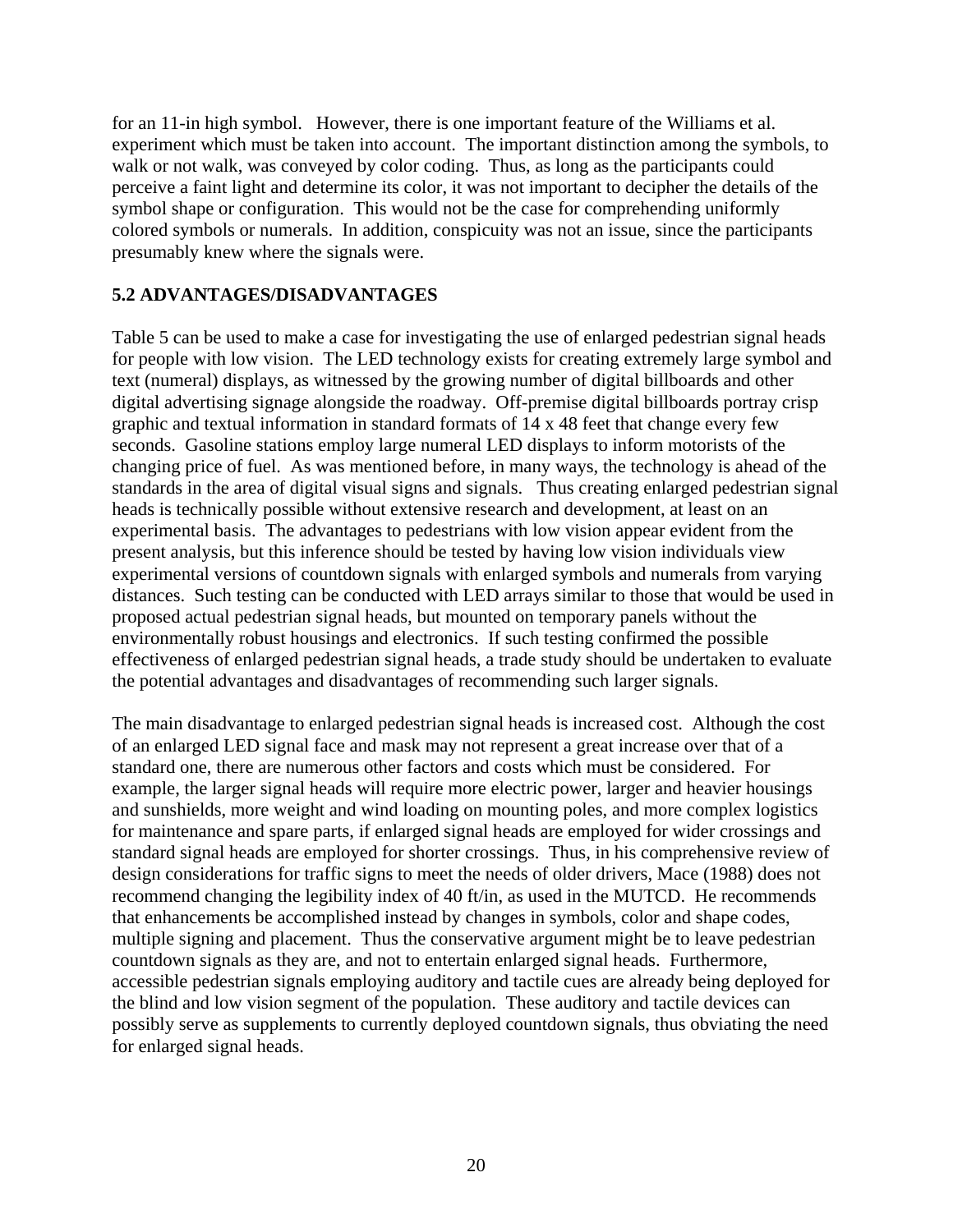for an 11-in high symbol. However, there is one important feature of the Williams et al. experiment which must be taken into account. The important distinction among the symbols, to walk or not walk, was conveyed by color coding. Thus, as long as the participants could perceive a faint light and determine its color, it was not important to decipher the details of the symbol shape or configuration. This would not be the case for comprehending uniformly colored symbols or numerals. In addition, conspicuity was not an issue, since the participants presumably knew where the signals were.

## 5.2 ADVANTAGES/DISADVANTAGES

Table 5 can be used to make a case for investigating the use of enlarged pedestrian signal heads for people with low vision. The LED technology exists for creating extremely large symbol and text (numeral) displays, as witnessed by the growing number of digital billboards and other digital advertising signage alongside the roadway. Off-premise digital billboards portray crisp graphic and textual information in standard formats of 14 x 48 feet that change every few seconds. Gasoline stations employ large numeral LED displays to inform motorists of the changing price of fuel. As was mentioned before, in many ways, the technology is ahead of the standards in the area of digital visual signs and signals. Thus creating enlarged pedestrian signal heads is technically possible without extensive research and development, at least on an experimental basis. The advantages to pedestrians with low vision appear evident from the present analysis, but this inference should be tested by having low vision individuals view experimental versions of countdown signals with enlarged symbols and numerals from varying distances. Such testing can be conducted with LED arrays similar to those that would be used in proposed actual pedestrian signal heads, but mounted on temporary panels without the environmentally robust housings and electronics. If such testing confirmed the possible effectiveness of enlarged pedestrian signal heads, a trade study should be undertaken to evaluate the potential advantages and disadvantages of recommending such larger signals.

The main disadvantage to enlarged pedestrian signal heads is increased cost. Although the cost of an enlarged LED signal face and mask may not represent a great increase over that of a standard one, there are numerous other factors and costs which must be considered. For example, the larger signal heads will require more electric power, larger and heavier housings and sunshields, more weight and wind loading on mounting poles, and more complex logistics for maintenance and spare parts, if enlarged signal heads are employed for wider crossings and standard signal heads are employed for shorter crossings. Thus, in his comprehensive review of design considerations for traffic signs to meet the needs of older drivers, Mace (1988) does not recommend changing the legibility index of 40 ft/in, as used in the MUTCD. He recommends that enhancements be accomplished instead by changes in symbols, color and shape codes, multiple signing and placement. Thus the conservative argument might be to leave pedestrian countdown signals as they are, and not to entertain enlarged signal heads. Furthermore, accessible pedestrian signals employing auditory and tactile cues are already being deployed for the blind and low vision segment of the population. These auditory and tactile devices can possibly serve as supplements to currently deployed countdown signals, thus obviating the need for enlarged signal heads.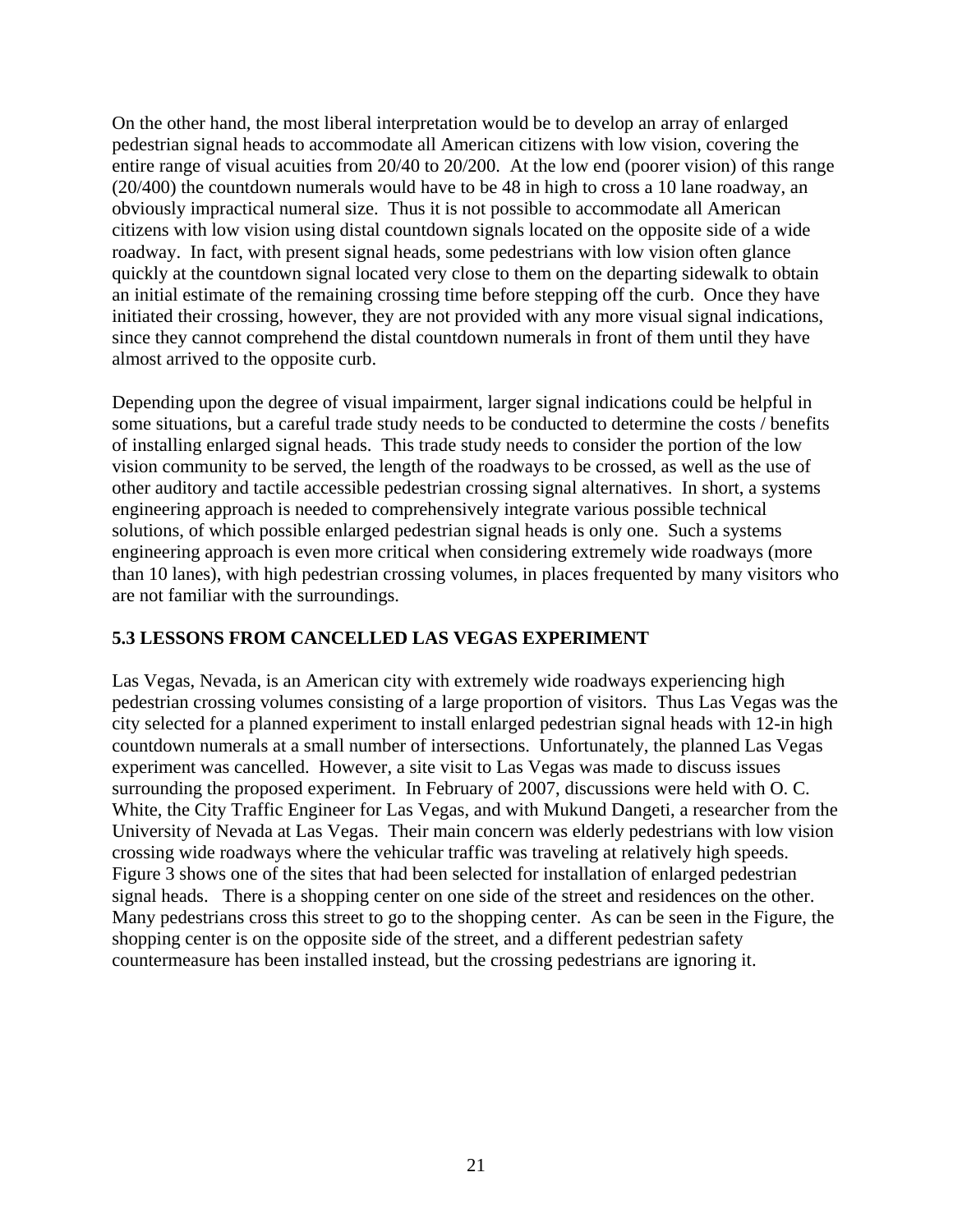On the other hand, the most liberal interpretation would be to develop an array of enlarged pedestrian signal heads to accommodate all American citizens with low vision, covering the entire range of visual acuities from 20/40 to 20/200. At the low end (poorer vision) of this range (20/400) the countdown numerals would have to be 48 in high to cross a 10 lane roadway, an obviously impractical numeral size. Thus it is not possible to accommodate all American citizens with low vision using distal countdown signals located on the opposite side of a wide roadway. In fact, with present signal heads, some pedestrians with low vision often glance quickly at the countdown signal located very close to them on the departing sidewalk to obtain an initial estimate of the remaining crossing time before stepping off the curb. Once they have initiated their crossing, however, they are not provided with any more visual signal indications, since they cannot comprehend the distal countdown numerals in front of them until they have almost arrived to the opposite curb.

Depending upon the degree of visual impairment, larger signal indications could be helpful in some situations, but a careful trade study needs to be conducted to determine the costs / benefits of installing enlarged signal heads. This trade study needs to consider the portion of the low vision community to be served, the length of the roadways to be crossed, as well as the use of other auditory and tactile accessible pedestrian crossing signal alternatives. In short, a systems engineering approach is needed to comprehensively integrate various possible technical solutions, of which possible enlarged pedestrian signal heads is only one. Such a systems engineering approach is even more critical when considering extremely wide roadways (more than 10 lanes), with high pedestrian crossing volumes, in places frequented by many visitors who are not familiar with the surroundings.

## 5.3 LESSONS FROM CANCELLED LAS VEGAS EXPERIMENT

Las Vegas, Nevada, is an American city with extremely wide roadways experiencing high pedestrian crossing volumes consisting of a large proportion of visitors. Thus Las Vegas was the city selected for a planned experiment to install enlarged pedestrian signal heads with 12-in high countdown numerals at a small number of intersections. Unfortunately, the planned Las Vegas experiment was cancelled. However, a site visit to Las Vegas was made to discuss issues surrounding the proposed experiment. In February of 2007, discussions were held with O. C. White, the City Traffic Engineer for Las Vegas, and with Mukund Dangeti, a researcher from the University of Nevada at Las Vegas. Their main concern was elderly pedestrians with low vision crossing wide roadways where the vehicular traffic was traveling at relatively high speeds. Figure 3 shows one of the sites that had been selected for installation of enlarged pedestrian signal heads. There is a shopping center on one side of the street and residences on the other. Many pedestrians cross this street to go to the shopping center. As can be seen in the Figure, the shopping center is on the opposite side of the street, and a different pedestrian safety countermeasure has been installed instead, but the crossing pedestrians are ignoring it.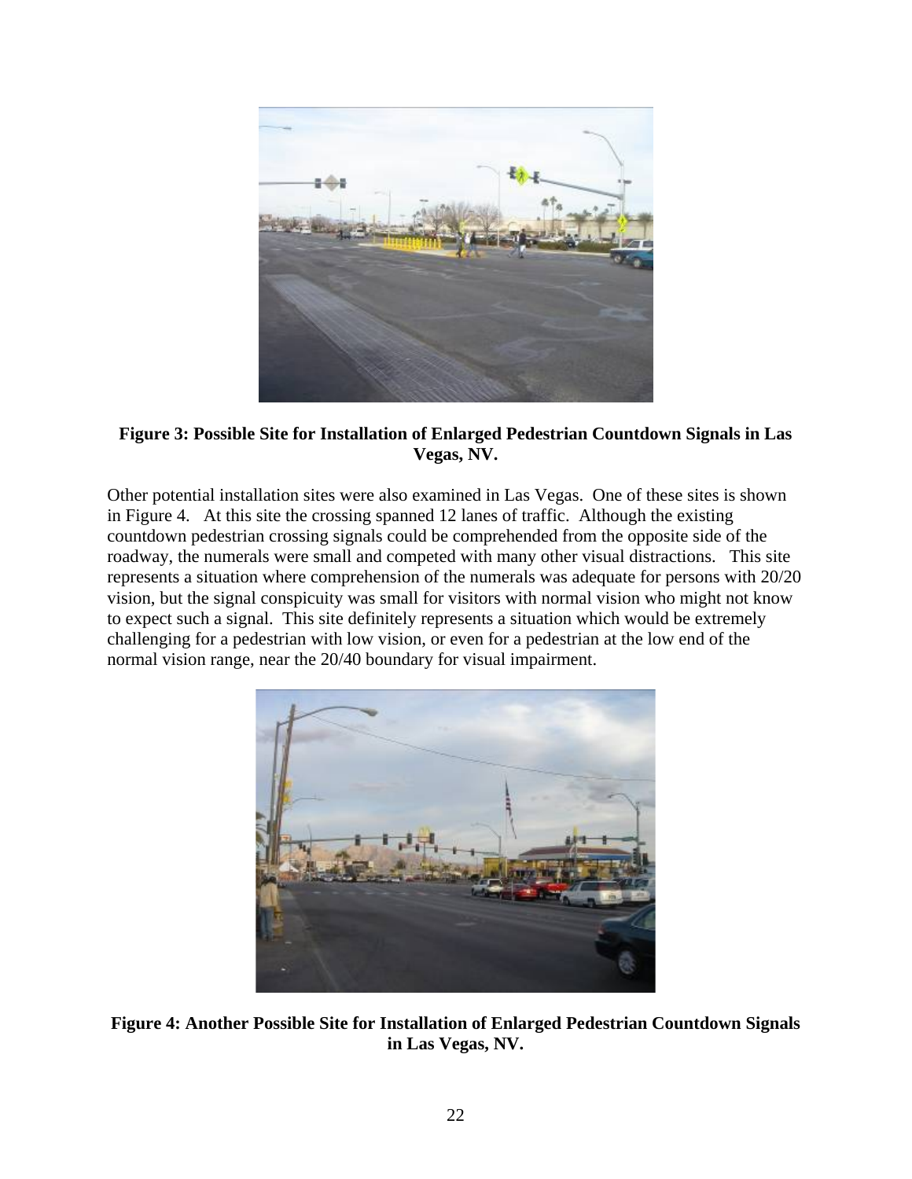**Figure 3: Possible Site for Installation of Enlarged Pedestrian Countdown Signals in Las Vegas, NV.**

Other potential installation sites were also examined in Las Vegas. One of these sites is shown in Figure 4. At this site the crossing spanned 12 lanes of traffic. Although the existing countdown pedestrian crossing signals could be comprehended from the opposite side of the roadway, the numerals were small and competed with many other visual distractions. This site represents a situation where comprehension of the numerals was adequate for persons with 20/20 vision, but the signal conspicuity was small for visitors with normal vision who might not know to expect such a signal. This site definitely represents a situation which would be extremely challenging for a pedestrian with low vision, or even for a pedestrian at the low end of the normal vision range, near the 20/40 boundary for visual impairment.

**Figure 4: Another Possible Site for Installation of Enlarged Pedestrian Countdown Signals in Las Vegas, NV.**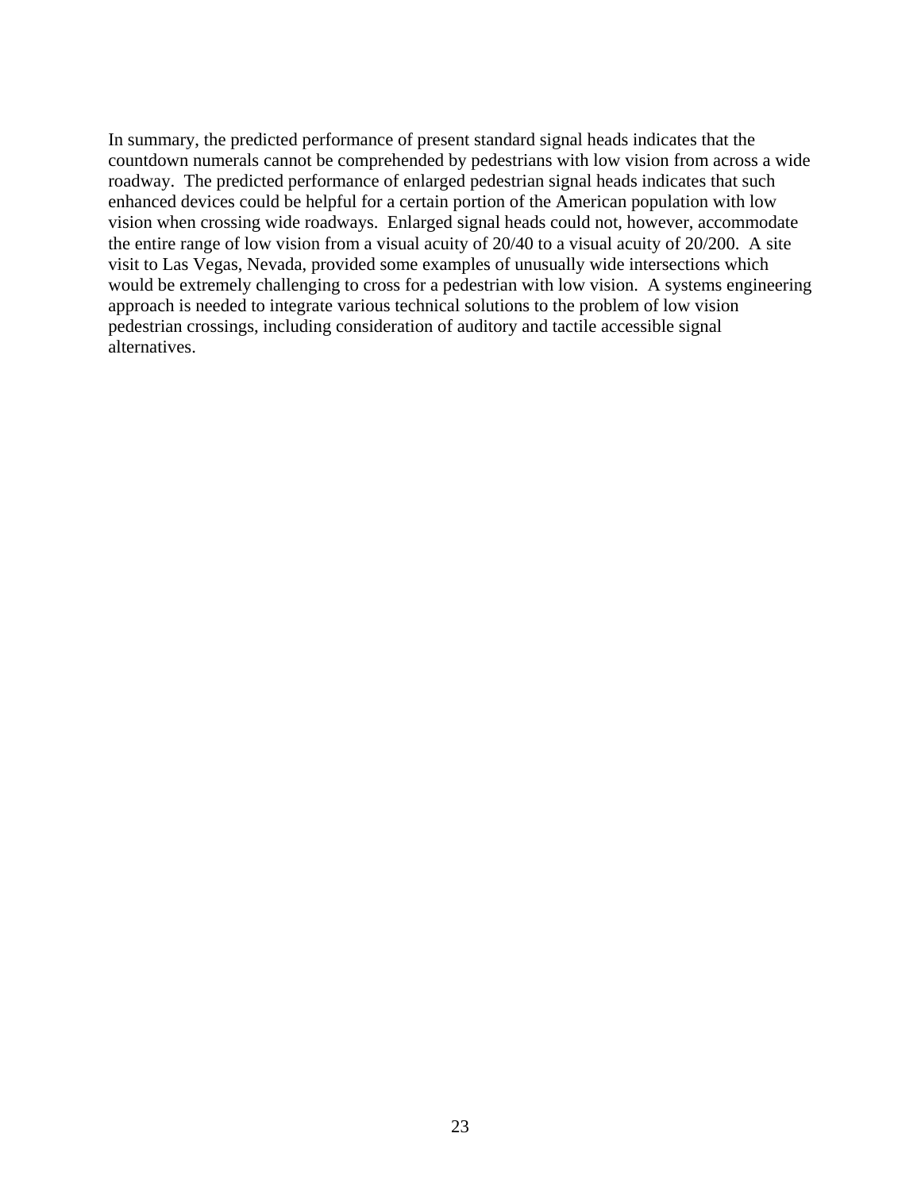In summary, the predicted performance of present standard signal heads indicates that the countdown numerals cannot be comprehended by pedestrians with low vision from across a wide roadway. The predicted performance of enlarged pedestrian signal heads indicates that such enhanced devices could be helpful for a certain portion of the American population with low vision when crossing wide roadways. Enlarged signal heads could not, however, accommodate the entire range of low vision from a visual acuity of 20/40 to a visual acuity of 20/200. A site visit to Las Vegas, Nevada, provided some examples of unusually wide intersections which would be extremely challenging to cross for a pedestrian with low vision. A systems engineering approach is needed to integrate various technical solutions to the problem of low vision pedestrian crossings, including consideration of auditory and tactile accessible signal alternatives.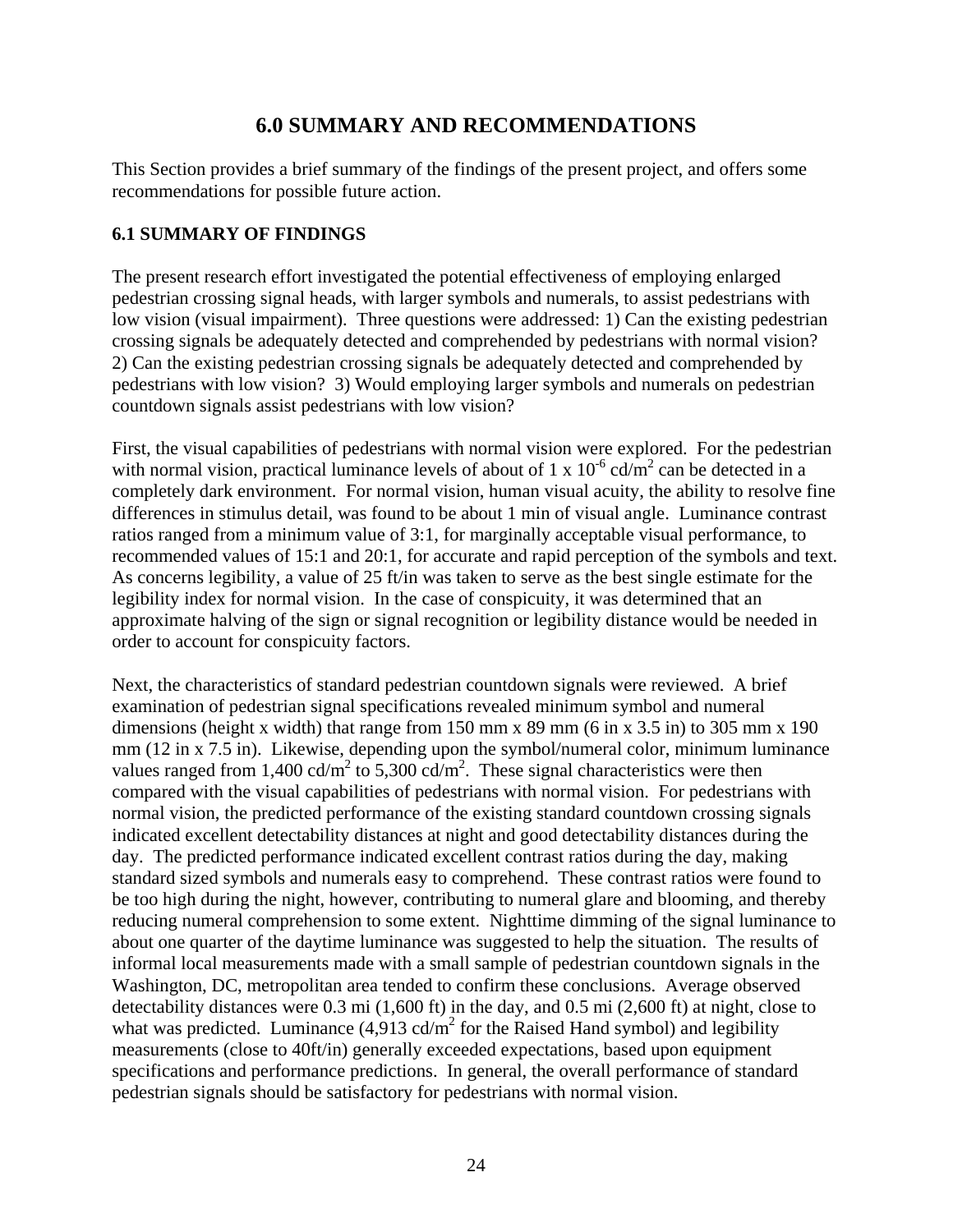# 6.0 SUMMARY AND RECOMMENDATIONS

This Section provides a brief summary of the findings of the present project, and offers some recommendations for possible future action.

## 6.1 SUMMARY OF FINDINGS

The present research effort investigated the potential effectiveness of employing enlarged pedestrian crossing signal heads, with larger symbols and numerals, to assist pedestrians with low vision (visual impairment). Three questions were addressed: 1) Can the existing pedestrian crossing signals be adequately detected and comprehended by pedestrians with normal vision? 2) Can the existing pedestrian crossing signals be adequately detected and comprehended by pedestrians with low vision? 3) Would employing larger symbols and numerals on pedestrian countdown signals assist pedestrians with low vision?

First, the visual capabilities of pedestrians with normal vision were explored. For the pedestrian with normal vision, practical luminance levels of about of $1 \times 10^{-6}$ cd/m$^2$ can be detected in a completely dark environment. For normal vision, human visual acuity, the ability to resolve fine differences in stimulus detail, was found to be about 1 min of visual angle. Luminance contrast ratios ranged from a minimum value of 3:1, for marginally acceptable visual performance, to recommended values of 15:1 and 20:1, for accurate and rapid perception of the symbols and text. As concerns legibility, a value of 25 ft/in was taken to serve as the best single estimate for the legibility index for normal vision. In the case of conspicuity, it was determined that an approximate halving of the sign or signal recognition or legibility distance would be needed in order to account for conspicuity factors.

Next, the characteristics of standard pedestrian countdown signals were reviewed. A brief examination of pedestrian signal specifications revealed minimum symbol and numeral dimensions (height x width) that range from 150 mm x 89 mm (6 in x 3.5 in) to 305 mm x 190 mm (12 in x 7.5 in). Likewise, depending upon the symbol/numeral color, minimum luminance values ranged from 1,400 cd/m$^2$ to 5,300 cd/m$^2$. These signal characteristics were then compared with the visual capabilities of pedestrians with normal vision. For pedestrians with normal vision, the predicted performance of the existing standard countdown crossing signals indicated excellent detectability distances at night and good detectability distances during the day. The predicted performance indicated excellent contrast ratios during the day, making standard sized symbols and numerals easy to comprehend. These contrast ratios were found to be too high during the night, however, contributing to numeral glare and blooming, and thereby reducing numeral comprehension to some extent. Nighttime dimming of the signal luminance to about one quarter of the daytime luminance was suggested to help the situation. The results of informal local measurements made with a small sample of pedestrian countdown signals in the Washington, DC, metropolitan area tended to confirm these conclusions. Average observed detectability distances were 0.3 mi (1,600 ft) in the day, and 0.5 mi (2,600 ft) at night, close to what was predicted. Luminance (4,913 cd/m$^2$ for the Raised Hand symbol) and legibility measurements (close to 40ft/in) generally exceeded expectations, based upon equipment specifications and performance predictions. In general, the overall performance of standard pedestrian signals should be satisfactory for pedestrians with normal vision.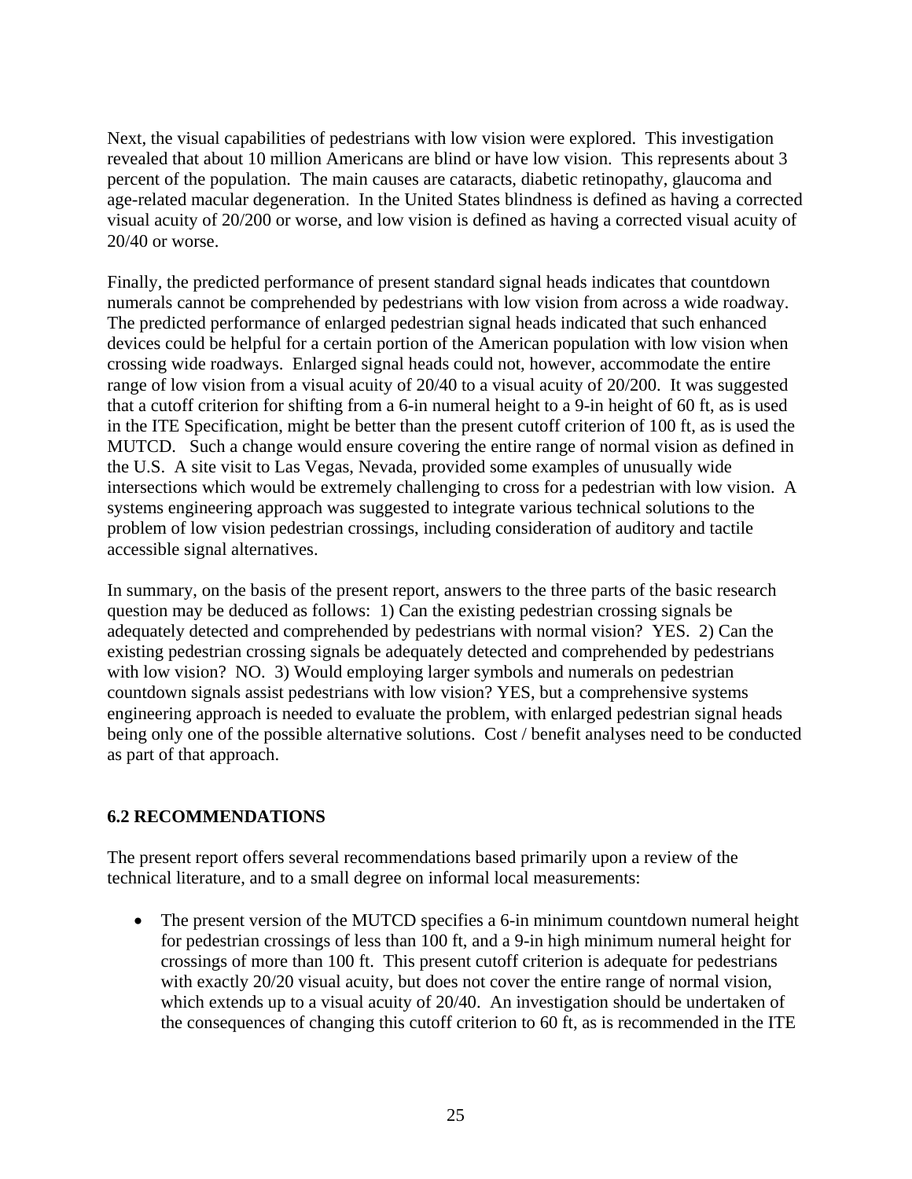Next, the visual capabilities of pedestrians with low vision were explored. This investigation revealed that about 10 million Americans are blind or have low vision. This represents about 3 percent of the population. The main causes are cataracts, diabetic retinopathy, glaucoma and age-related macular degeneration. In the United States blindness is defined as having a corrected visual acuity of 20/200 or worse, and low vision is defined as having a corrected visual acuity of 20/40 or worse.

Finally, the predicted performance of present standard signal heads indicates that countdown numerals cannot be comprehended by pedestrians with low vision from across a wide roadway. The predicted performance of enlarged pedestrian signal heads indicated that such enhanced devices could be helpful for a certain portion of the American population with low vision when crossing wide roadways. Enlarged signal heads could not, however, accommodate the entire range of low vision from a visual acuity of 20/40 to a visual acuity of 20/200. It was suggested that a cutoff criterion for shifting from a 6-in numeral height to a 9-in height of 60 ft, as is used in the ITE Specification, might be better than the present cutoff criterion of 100 ft, as is used the MUTCD. Such a change would ensure covering the entire range of normal vision as defined in the U.S. A site visit to Las Vegas, Nevada, provided some examples of unusually wide intersections which would be extremely challenging to cross for a pedestrian with low vision. A systems engineering approach was suggested to integrate various technical solutions to the problem of low vision pedestrian crossings, including consideration of auditory and tactile accessible signal alternatives.

In summary, on the basis of the present report, answers to the three parts of the basic research question may be deduced as follows: 1) Can the existing pedestrian crossing signals be adequately detected and comprehended by pedestrians with normal vision? YES. 2) Can the existing pedestrian crossing signals be adequately detected and comprehended by pedestrians with low vision? NO. 3) Would employing larger symbols and numerals on pedestrian countdown signals assist pedestrians with low vision? YES, but a comprehensive systems engineering approach is needed to evaluate the problem, with enlarged pedestrian signal heads being only one of the possible alternative solutions. Cost / benefit analyses need to be conducted as part of that approach.

## 6.2 RECOMMENDATIONS

The present report offers several recommendations based primarily upon a review of the technical literature, and to a small degree on informal local measurements:

- The present version of the MUTCD specifies a 6-in minimum countdown numeral height for pedestrian crossings of less than 100 ft, and a 9-in high minimum numeral height for crossings of more than 100 ft. This present cutoff criterion is adequate for pedestrians with exactly 20/20 visual acuity, but does not cover the entire range of normal vision, which extends up to a visual acuity of 20/40. An investigation should be undertaken of the consequences of changing this cutoff criterion to 60 ft, as is recommended in the ITE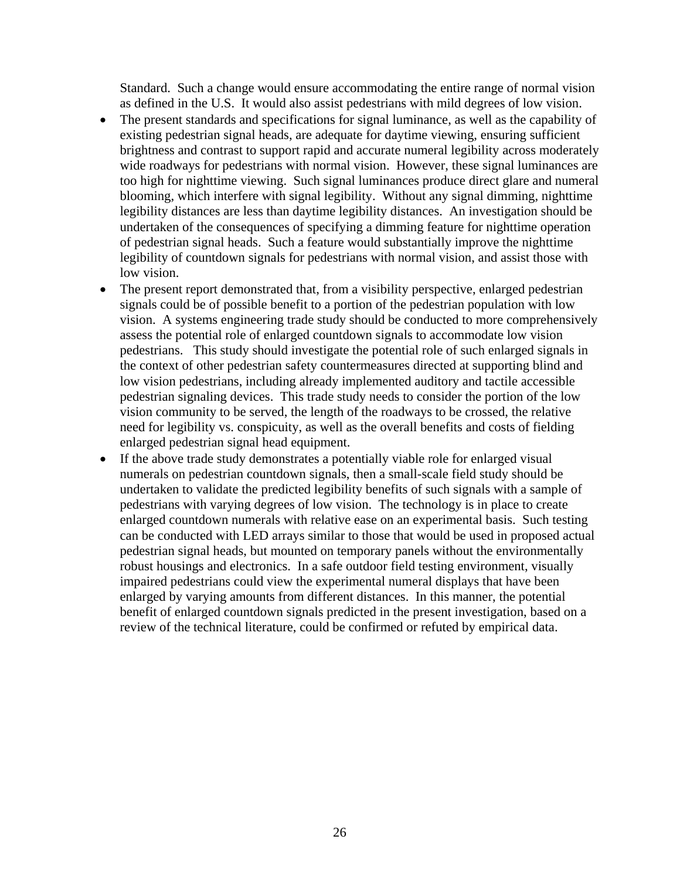Standard. Such a change would ensure accommodating the entire range of normal vision as defined in the U.S. It would also assist pedestrians with mild degrees of low vision.

- The present standards and specifications for signal luminance, as well as the capability of existing pedestrian signal heads, are adequate for daytime viewing, ensuring sufficient brightness and contrast to support rapid and accurate numeral legibility across moderately wide roadways for pedestrians with normal vision. However, these signal luminances are too high for nighttime viewing. Such signal luminances produce direct glare and numeral blooming, which interfere with signal legibility. Without any signal dimming, nighttime legibility distances are less than daytime legibility distances. An investigation should be undertaken of the consequences of specifying a dimming feature for nighttime operation of pedestrian signal heads. Such a feature would substantially improve the nighttime legibility of countdown signals for pedestrians with normal vision, and assist those with low vision.
- The present report demonstrated that, from a visibility perspective, enlarged pedestrian signals could be of possible benefit to a portion of the pedestrian population with low vision. A systems engineering trade study should be conducted to more comprehensively assess the potential role of enlarged countdown signals to accommodate low vision pedestrians. This study should investigate the potential role of such enlarged signals in the context of other pedestrian safety countermeasures directed at supporting blind and low vision pedestrians, including already implemented auditory and tactile accessible pedestrian signaling devices. This trade study needs to consider the portion of the low vision community to be served, the length of the roadways to be crossed, the relative need for legibility vs. conspicuity, as well as the overall benefits and costs of fielding enlarged pedestrian signal head equipment.
- If the above trade study demonstrates a potentially viable role for enlarged visual numerals on pedestrian countdown signals, then a small-scale field study should be undertaken to validate the predicted legibility benefits of such signals with a sample of pedestrians with varying degrees of low vision. The technology is in place to create enlarged countdown numerals with relative ease on an experimental basis. Such testing can be conducted with LED arrays similar to those that would be used in proposed actual pedestrian signal heads, but mounted on temporary panels without the environmentally robust housings and electronics. In a safe outdoor field testing environment, visually impaired pedestrians could view the experimental numeral displays that have been enlarged by varying amounts from different distances. In this manner, the potential benefit of enlarged countdown signals predicted in the present investigation, based on a review of the technical literature, could be confirmed or refuted by empirical data.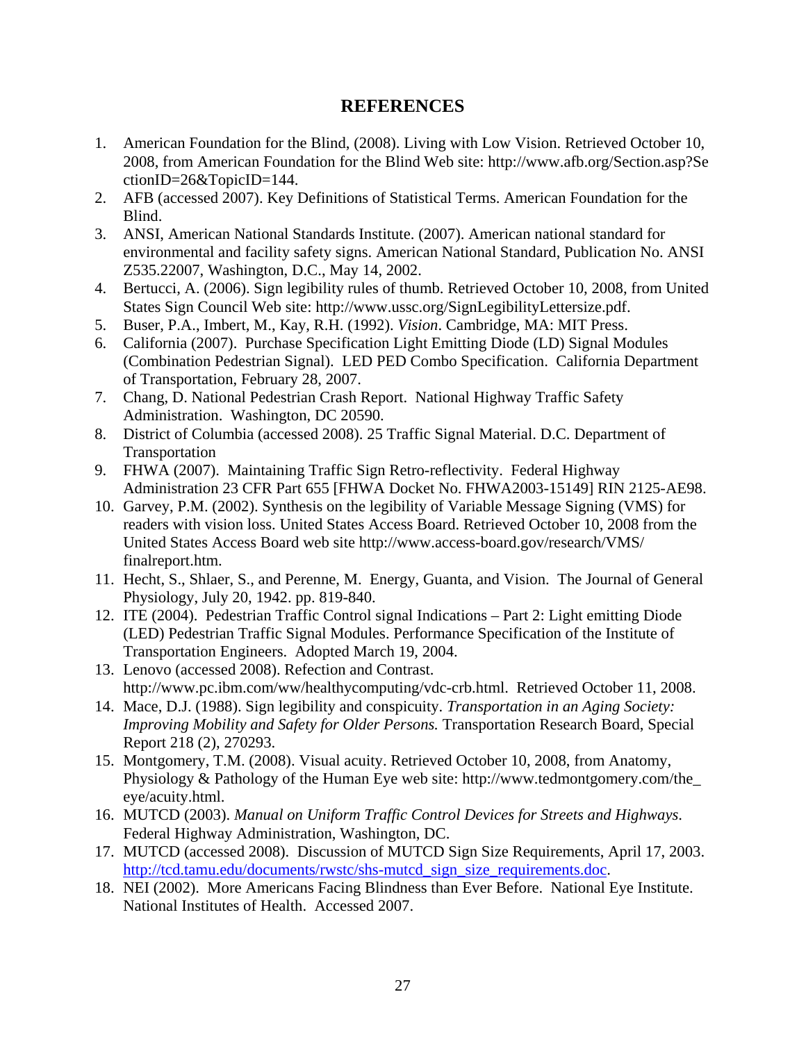# REFERENCES

1. American Foundation for the Blind, (2008). Living with Low Vision. Retrieved October 10, 2008, from American Foundation for the Blind Web site: http://www.afb.org/Section.asp?SectionID=26&TopicID=144.
2. AFB (accessed 2007). Key Definitions of Statistical Terms. American Foundation for the Blind.
3. ANSI, American National Standards Institute. (2007). American national standard for environmental and facility safety signs. American National Standard, Publication No. ANSI Z535.22007, Washington, D.C., May 14, 2002.
4. Bertucci, A. (2006). Sign legibility rules of thumb. Retrieved October 10, 2008, from United States Sign Council Web site: http://www.ussc.org/SignLegibilityLettersize.pdf.
5. Buser, P.A., Imbert, M., Kay, R.H. (1992). *Vision*. Cambridge, MA: MIT Press.
6. California (2007). Purchase Specification Light Emitting Diode (LD) Signal Modules (Combination Pedestrian Signal). LED PED Combo Specification. California Department of Transportation, February 28, 2007.
7. Chang, D. National Pedestrian Crash Report. National Highway Traffic Safety Administration. Washington, DC 20590.
8. District of Columbia (accessed 2008). 25 Traffic Signal Material. D.C. Department of Transportation
9. FHWA (2007). Maintaining Traffic Sign Retro-reflectivity. Federal Highway Administration 23 CFR Part 655 [FHWA Docket No. FHWA2003-15149] RIN 2125-AE98.
10. Garvey, P.M. (2002). Synthesis on the legibility of Variable Message Signing (VMS) for readers with vision loss. United States Access Board. Retrieved October 10, 2008 from the United States Access Board web site http://www.access-board.gov/research/VMS/finalreport.htm.
11. Hecht, S., Shlaer, S., and Perenne, M. Energy, Guanta, and Vision. The Journal of General Physiology, July 20, 1942. pp. 819-840.
12. ITE (2004). Pedestrian Traffic Control signal Indications – Part 2: Light emitting Diode (LED) Pedestrian Traffic Signal Modules. Performance Specification of the Institute of Transportation Engineers. Adopted March 19, 2004.
13. Lenovo (accessed 2008). Refection and Contrast. http://www.pc.ibm.com/ww/healthycomputing/vdc-crb.html. Retrieved October 11, 2008.
14. Mace, D.J. (1988). Sign legibility and conspicuity. *Transportation in an Aging Society: Improving Mobility and Safety for Older Persons.* Transportation Research Board, Special Report 218 (2), 270293.
15. Montgomery, T.M. (2008). Visual acuity. Retrieved October 10, 2008, from Anatomy, Physiology & Pathology of the Human Eye web site: http://www.tedmontgomery.com/the_eye/acuity.html.
16. MUTCD (2003). *Manual on Uniform Traffic Control Devices for Streets and Highways*. Federal Highway Administration, Washington, DC.
17. MUTCD (accessed 2008). Discussion of MUTCD Sign Size Requirements, April 17, 2003. http://tcd.tamu.edu/documents/rwstc/shs-mutcd_sign_size_requirements.doc.
18. NEI (2002). More Americans Facing Blindness than Ever Before. National Eye Institute. National Institutes of Health. Accessed 2007.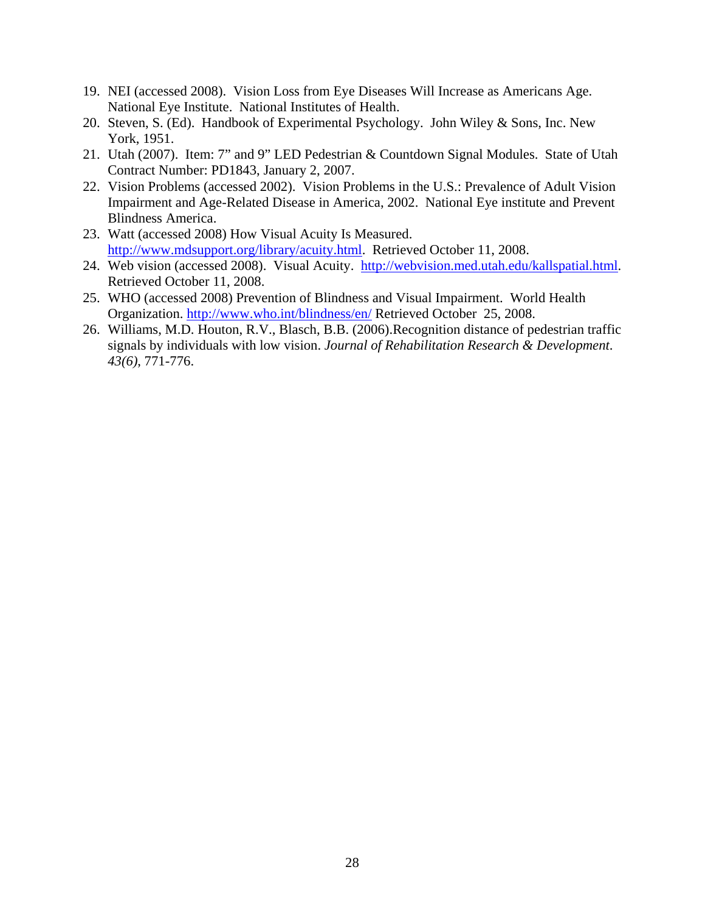19. NEI (accessed 2008). Vision Loss from Eye Diseases Will Increase as Americans Age. National Eye Institute. National Institutes of Health.
20. Steven, S. (Ed). Handbook of Experimental Psychology. John Wiley & Sons, Inc. New York, 1951.
21. Utah (2007). Item: 7" and 9" LED Pedestrian & Countdown Signal Modules. State of Utah Contract Number: PD1843, January 2, 2007.
22. Vision Problems (accessed 2002). Vision Problems in the U.S.: Prevalence of Adult Vision Impairment and Age-Related Disease in America, 2002. National Eye institute and Prevent Blindness America.
23. Watt (accessed 2008) How Visual Acuity Is Measured. http://www.mdsupport.org/library/acuity.html. Retrieved October 11, 2008.
24. Web vision (accessed 2008). Visual Acuity. http://webvision.med.utah.edu/kallspatial.html. Retrieved October 11, 2008.
25. WHO (accessed 2008) Prevention of Blindness and Visual Impairment. World Health Organization. http://www.who.int/blindness/en/ Retrieved October 25, 2008.
26. Williams, M.D. Houton, R.V., Blasch, B.B. (2006).Recognition distance of pedestrian traffic signals by individuals with low vision. *Journal of Rehabilitation Research & Development*. *43(6)*, 771-776.